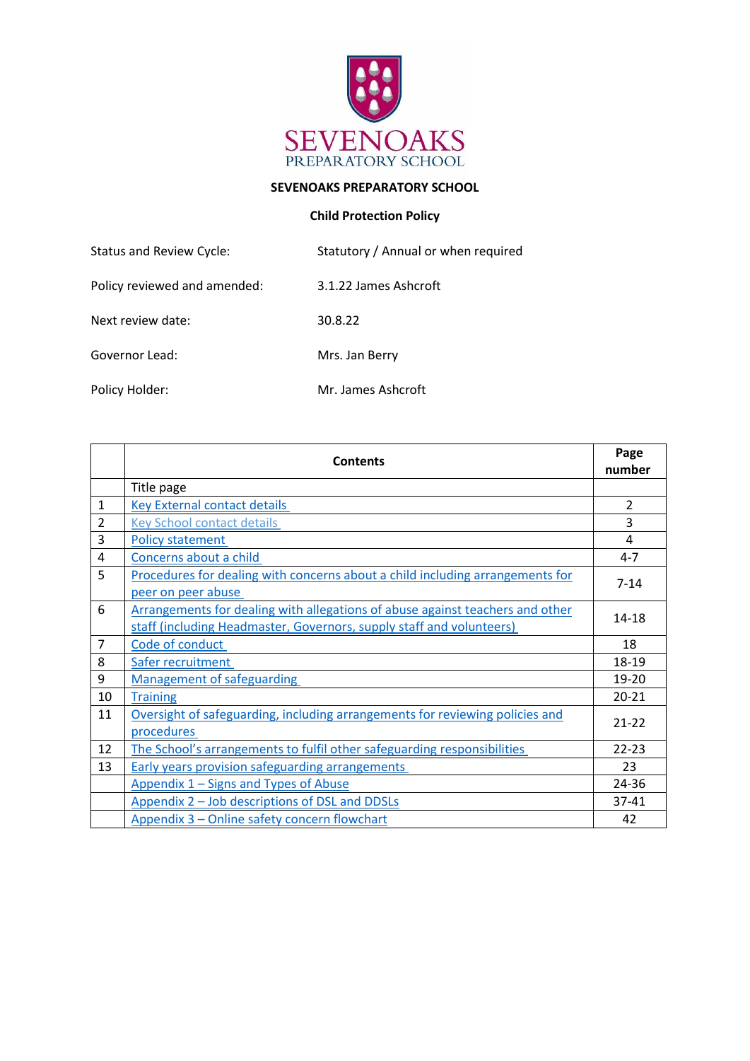# SEVENOAKS PREPARATORY SCHOOL

## Child Protection Policy

| | |
|---|---|
| Status and Review Cycle: | Statutory / Annual or when required |
| Policy reviewed and amended: | 3.1.22 James Ashcroft |
| Next review date: | 30.8.22 |
| Governor Lead: | Mrs. Jan Berry |
| Policy Holder: | Mr. James Ashcroft |

| | Contents | Page number |
|---|---|---|
| | Title page | |
| 1 | Key External contact details | 2 |
| 2 | Key School contact details | 3 |
| 3 | Policy statement | 4 |
| 4 | Concerns about a child | 4-7 |
| 5 | Procedures for dealing with concerns about a child including arrangements for peer on peer abuse | 7-14 |
| 6 | Arrangements for dealing with allegations of abuse against teachers and other staff (including Headmaster, Governors, supply staff and volunteers) | 14-18 |
| 7 | Code of conduct | 18 |
| 8 | Safer recruitment | 18-19 |
| 9 | Management of safeguarding | 19-20 |
| 10 | Training | 20-21 |
| 11 | Oversight of safeguarding, including arrangements for reviewing policies and procedures | 21-22 |
| 12 | The School's arrangements to fulfil other safeguarding responsibilities | 22-23 |
| 13 | Early years provision safeguarding arrangements | 23 |
| | Appendix 1 – Signs and Types of Abuse | 24-36 |
| | Appendix 2 – Job descriptions of DSL and DDSLs | 37-41 |
| | Appendix 3 – Online safety concern flowchart | 42 |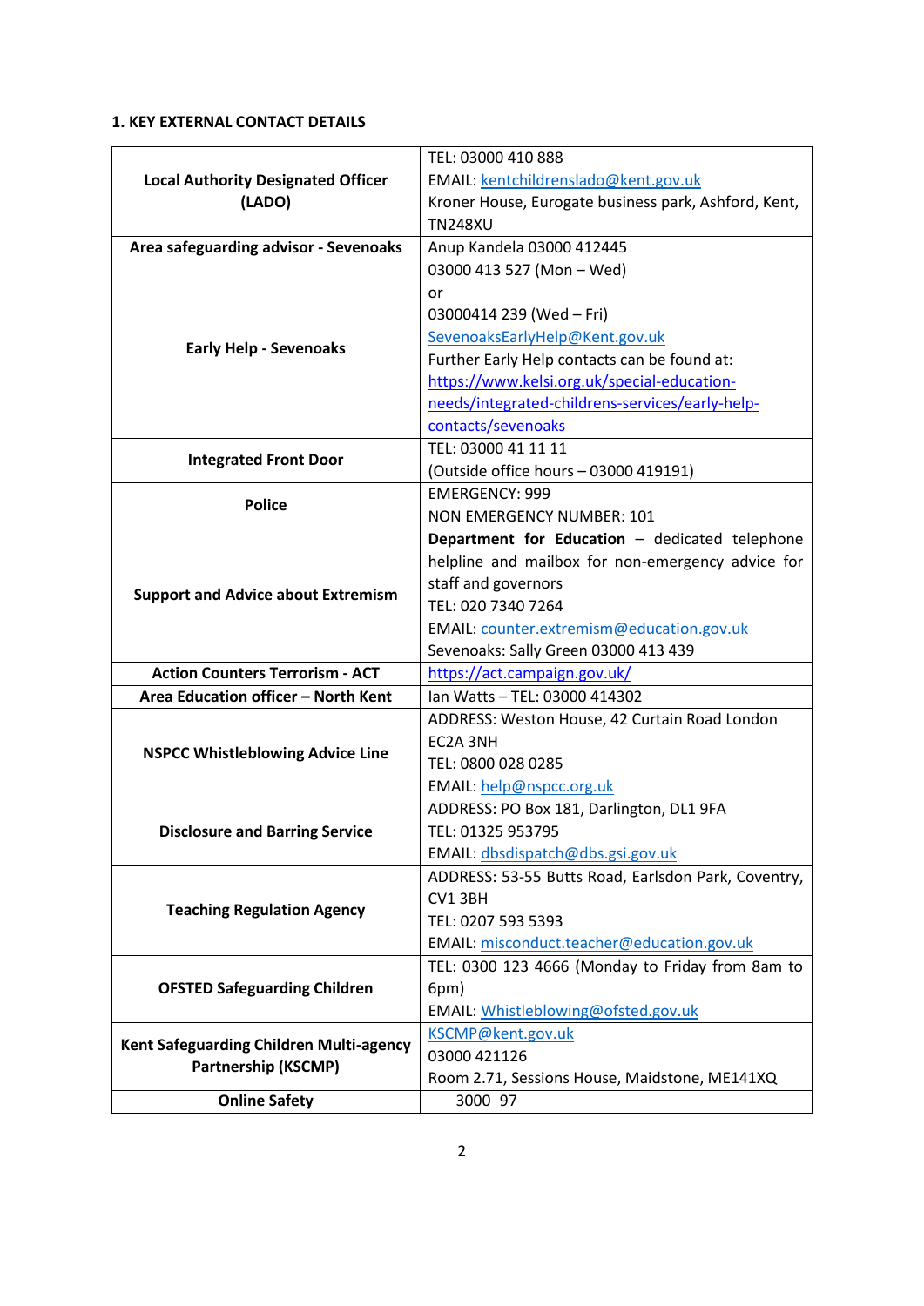**1. KEY EXTERNAL CONTACT DETAILS**

| | |
|---|---|
| **Local Authority Designated Officer (LADO)** | TEL: 03000 410 888<br>EMAIL: kentchildrenslado@kent.gov.uk<br>Kroner House, Eurogate business park, Ashford, Kent, TN248XU |
| **Area safeguarding advisor - Sevenoaks** | Anup Kandela 03000 412445 |
| **Early Help - Sevenoaks** | 03000 413 527 (Mon – Wed)<br>or<br>03000414 239 (Wed – Fri)<br>SevenoaksEarlyHelp@Kent.gov.uk<br>Further Early Help contacts can be found at: https://www.kelsi.org.uk/special-education-needs/integrated-childrens-services/early-help-contacts/sevenoaks |
| **Integrated Front Door** | TEL: 03000 41 11 11<br>(Outside office hours – 03000 419191) |
| **Police** | EMERGENCY: 999<br>NON EMERGENCY NUMBER: 101 |
| **Support and Advice about Extremism** | **Department for Education** – dedicated telephone helpline and mailbox for non-emergency advice for staff and governors<br>TEL: 020 7340 7264<br>EMAIL: counter.extremism@education.gov.uk<br>Sevenoaks: Sally Green 03000 413 439 |
| **Action Counters Terrorism - ACT** | https://act.campaign.gov.uk/ |
| **Area Education officer – North Kent** | Ian Watts – TEL: 03000 414302 |
| **NSPCC Whistleblowing Advice Line** | ADDRESS: Weston House, 42 Curtain Road London EC2A 3NH<br>TEL: 0800 028 0285<br>EMAIL: help@nspcc.org.uk |
| **Disclosure and Barring Service** | ADDRESS: PO Box 181, Darlington, DL1 9FA<br>TEL: 01325 953795<br>EMAIL: dbsdispatch@dbs.gsi.gov.uk |
| **Teaching Regulation Agency** | ADDRESS: 53-55 Butts Road, Earlsdon Park, Coventry, CV1 3BH<br>TEL: 0207 593 5393<br>EMAIL: misconduct.teacher@education.gov.uk |
| **OFSTED Safeguarding Children** | TEL: 0300 123 4666 (Monday to Friday from 8am to 6pm)<br>EMAIL: Whistleblowing@ofsted.gov.uk |
| **Kent Safeguarding Children Multi-agency Partnership (KSCMP)** | KSCMP@kent.gov.uk<br>03000 421126<br>Room 2.71, Sessions House, Maidstone, ME141XQ |
| **Online Safety** | 3000 97 |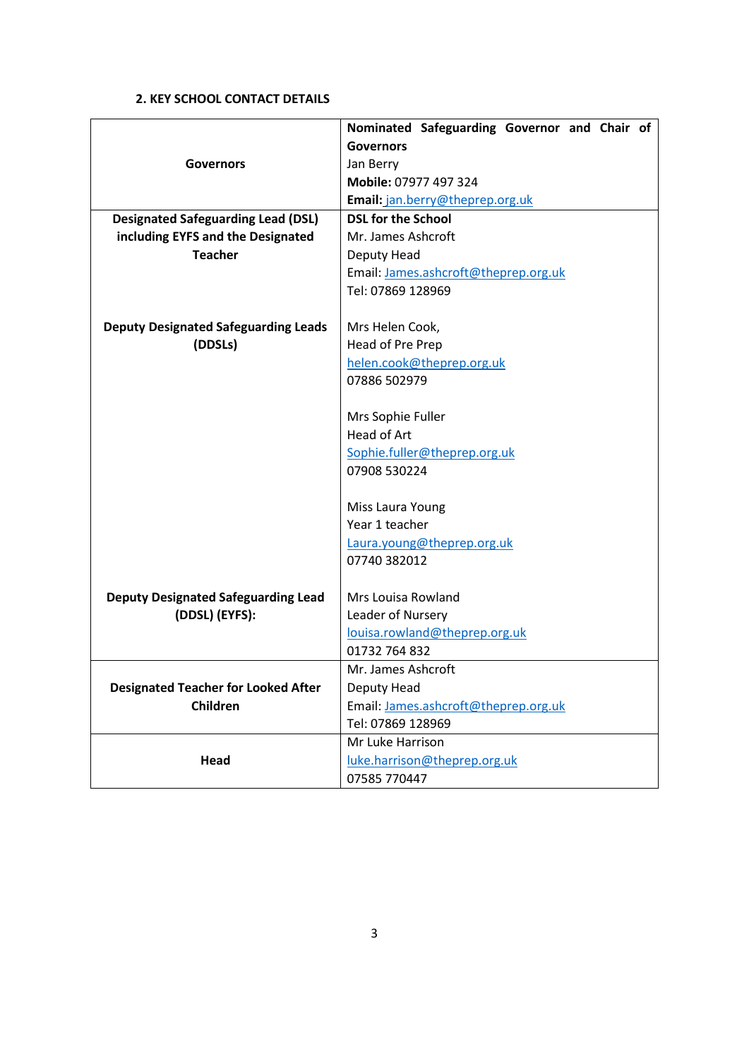### 2. KEY SCHOOL CONTACT DETAILS

| | |
|---|---|
| **Governors** | **Nominated Safeguarding Governor and Chair of Governors**<br>Jan Berry<br>**Mobile:** 07977 497 324<br>**Email:** jan.berry@theprep.org.uk |
| **Designated Safeguarding Lead (DSL) including EYFS and the Designated Teacher**<br><br>**Deputy Designated Safeguarding Leads (DDSLs)**<br><br>**Deputy Designated Safeguarding Lead (DDSL) (EYFS):** | **DSL for the School**<br>Mr. James Ashcroft<br>Deputy Head<br>Email: James.ashcroft@theprep.org.uk<br>Tel: 07869 128969<br><br>Mrs Helen Cook,<br>Head of Pre Prep<br>helen.cook@theprep.org.uk<br>07886 502979<br><br>Mrs Sophie Fuller<br>Head of Art<br>Sophie.fuller@theprep.org.uk<br>07908 530224<br><br>Miss Laura Young<br>Year 1 teacher<br>Laura.young@theprep.org.uk<br>07740 382012<br><br>Mrs Louisa Rowland<br>Leader of Nursery<br>louisa.rowland@theprep.org.uk<br>01732 764 832 |
| **Designated Teacher for Looked After Children** | Mr. James Ashcroft<br>Deputy Head<br>Email: James.ashcroft@theprep.org.uk<br>Tel: 07869 128969 |
| **Head** | Mr Luke Harrison<br>luke.harrison@theprep.org.uk<br>07585 770447 |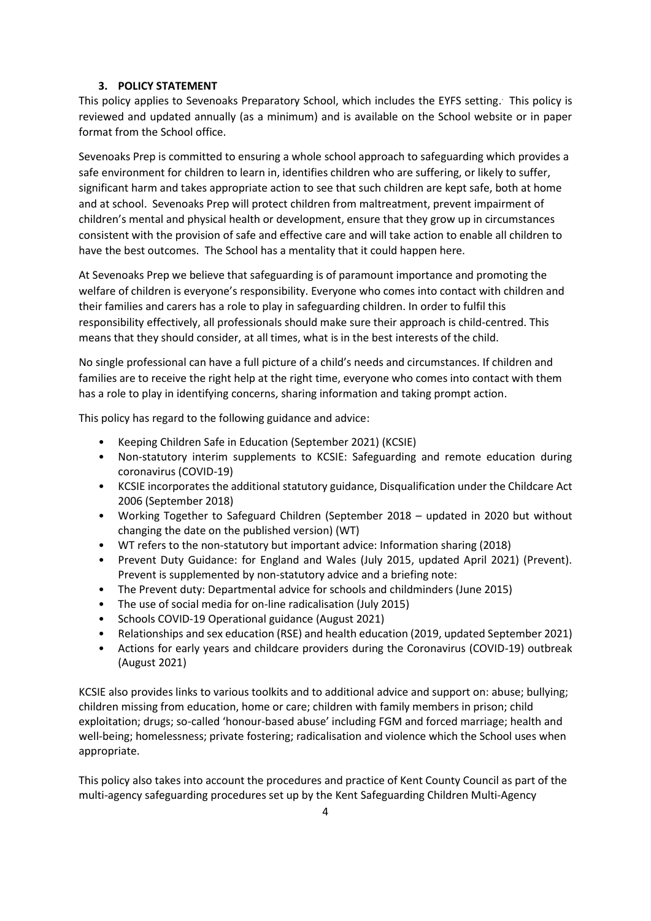## 3. POLICY STATEMENT

This policy applies to Sevenoaks Preparatory School, which includes the EYFS setting. This policy is reviewed and updated annually (as a minimum) and is available on the School website or in paper format from the School office.

Sevenoaks Prep is committed to ensuring a whole school approach to safeguarding which provides a safe environment for children to learn in, identifies children who are suffering, or likely to suffer, significant harm and takes appropriate action to see that such children are kept safe, both at home and at school. Sevenoaks Prep will protect children from maltreatment, prevent impairment of children's mental and physical health or development, ensure that they grow up in circumstances consistent with the provision of safe and effective care and will take action to enable all children to have the best outcomes. The School has a mentality that it could happen here.

At Sevenoaks Prep we believe that safeguarding is of paramount importance and promoting the welfare of children is everyone's responsibility. Everyone who comes into contact with children and their families and carers has a role to play in safeguarding children. In order to fulfil this responsibility effectively, all professionals should make sure their approach is child-centred. This means that they should consider, at all times, what is in the best interests of the child.

No single professional can have a full picture of a child's needs and circumstances. If children and families are to receive the right help at the right time, everyone who comes into contact with them has a role to play in identifying concerns, sharing information and taking prompt action.

This policy has regard to the following guidance and advice:

- Keeping Children Safe in Education (September 2021) (KCSIE)
- Non-statutory interim supplements to KCSIE: Safeguarding and remote education during coronavirus (COVID-19)
- KCSIE incorporates the additional statutory guidance, Disqualification under the Childcare Act 2006 (September 2018)
- Working Together to Safeguard Children (September 2018 – updated in 2020 but without changing the date on the published version) (WT)
- WT refers to the non-statutory but important advice: Information sharing (2018)
- Prevent Duty Guidance: for England and Wales (July 2015, updated April 2021) (Prevent). Prevent is supplemented by non-statutory advice and a briefing note:
- The Prevent duty: Departmental advice for schools and childminders (June 2015)
- The use of social media for on-line radicalisation (July 2015)
- Schools COVID-19 Operational guidance (August 2021)
- Relationships and sex education (RSE) and health education (2019, updated September 2021)
- Actions for early years and childcare providers during the Coronavirus (COVID-19) outbreak (August 2021)

KCSIE also provides links to various toolkits and to additional advice and support on: abuse; bullying; children missing from education, home or care; children with family members in prison; child exploitation; drugs; so-called 'honour-based abuse' including FGM and forced marriage; health and well-being; homelessness; private fostering; radicalisation and violence which the School uses when appropriate.

This policy also takes into account the procedures and practice of Kent County Council as part of the multi-agency safeguarding procedures set up by the Kent Safeguarding Children Multi-Agency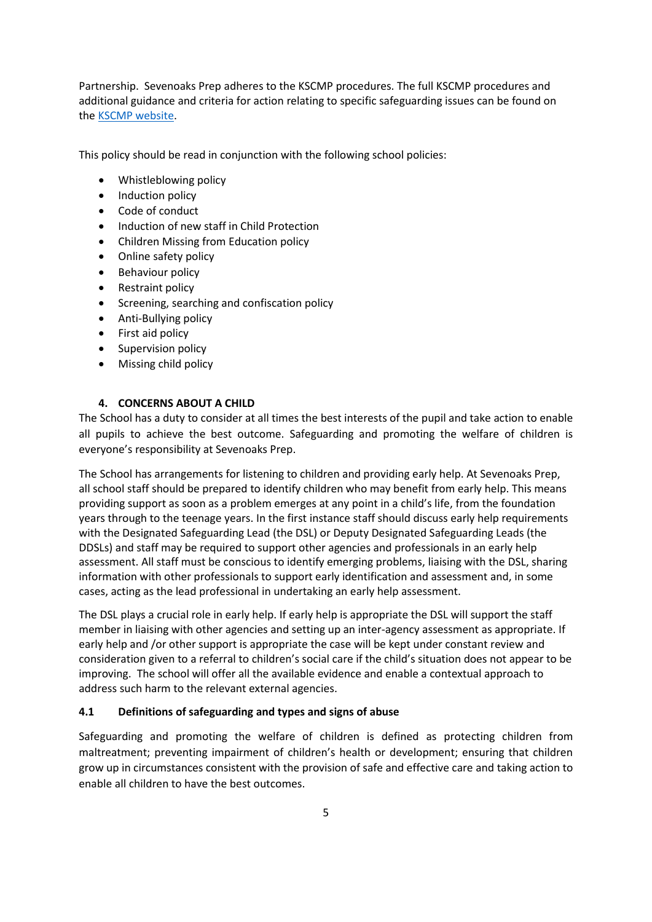Partnership. Sevenoaks Prep adheres to the KSCMP procedures. The full KSCMP procedures and additional guidance and criteria for action relating to specific safeguarding issues can be found on the KSCMP website.

This policy should be read in conjunction with the following school policies:

- Whistleblowing policy
- Induction policy
- Code of conduct
- Induction of new staff in Child Protection
- Children Missing from Education policy
- Online safety policy
- Behaviour policy
- Restraint policy
- Screening, searching and confiscation policy
- Anti-Bullying policy
- First aid policy
- Supervision policy
- Missing child policy

## 4. CONCERNS ABOUT A CHILD

The School has a duty to consider at all times the best interests of the pupil and take action to enable all pupils to achieve the best outcome. Safeguarding and promoting the welfare of children is everyone's responsibility at Sevenoaks Prep.

The School has arrangements for listening to children and providing early help. At Sevenoaks Prep, all school staff should be prepared to identify children who may benefit from early help. This means providing support as soon as a problem emerges at any point in a child's life, from the foundation years through to the teenage years. In the first instance staff should discuss early help requirements with the Designated Safeguarding Lead (the DSL) or Deputy Designated Safeguarding Leads (the DDSLs) and staff may be required to support other agencies and professionals in an early help assessment. All staff must be conscious to identify emerging problems, liaising with the DSL, sharing information with other professionals to support early identification and assessment and, in some cases, acting as the lead professional in undertaking an early help assessment.

The DSL plays a crucial role in early help. If early help is appropriate the DSL will support the staff member in liaising with other agencies and setting up an inter-agency assessment as appropriate. If early help and /or other support is appropriate the case will be kept under constant review and consideration given to a referral to children's social care if the child's situation does not appear to be improving. The school will offer all the available evidence and enable a contextual approach to address such harm to the relevant external agencies.

### 4.1 Definitions of safeguarding and types and signs of abuse

Safeguarding and promoting the welfare of children is defined as protecting children from maltreatment; preventing impairment of children's health or development; ensuring that children grow up in circumstances consistent with the provision of safe and effective care and taking action to enable all children to have the best outcomes.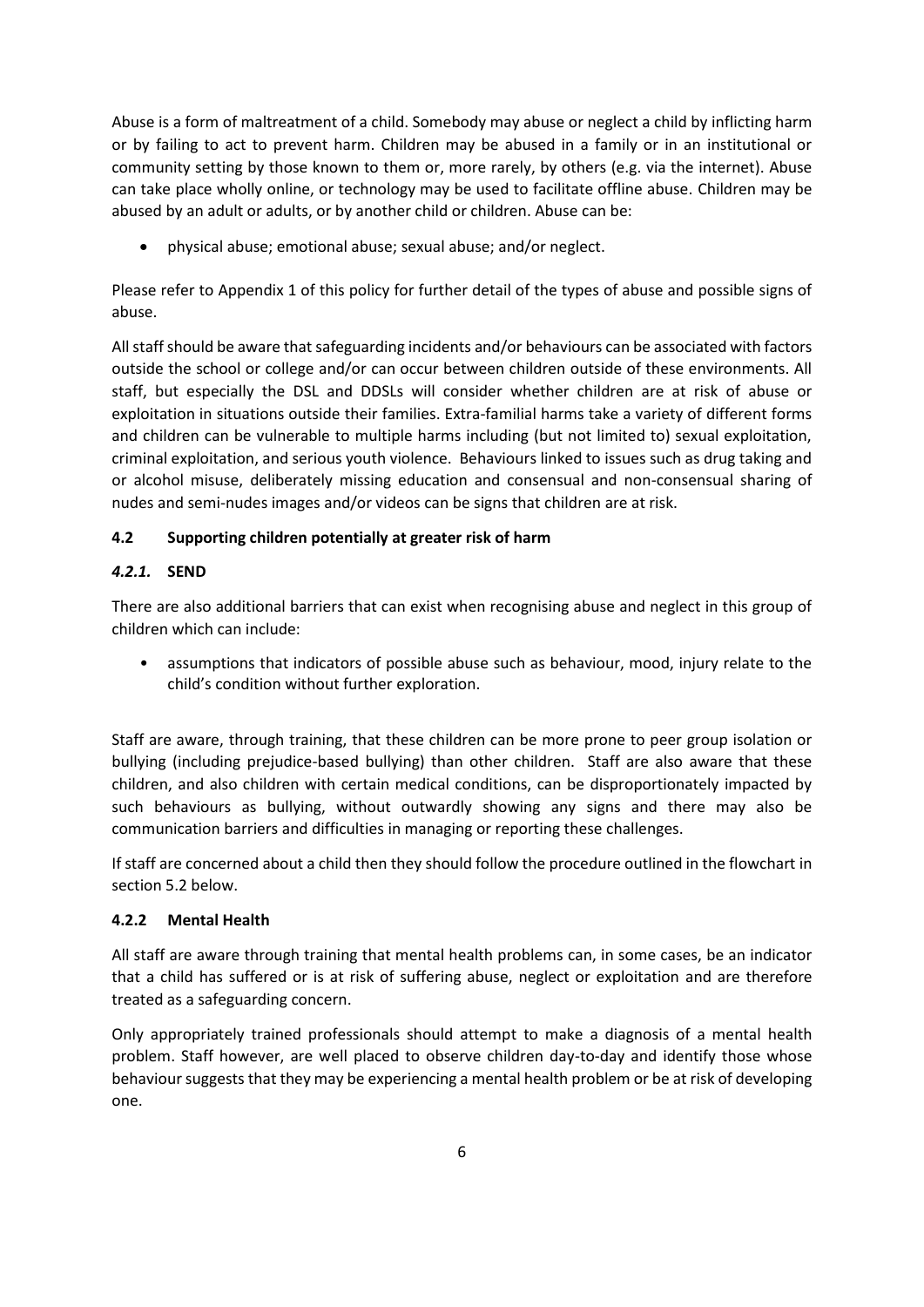Abuse is a form of maltreatment of a child. Somebody may abuse or neglect a child by inflicting harm or by failing to act to prevent harm. Children may be abused in a family or in an institutional or community setting by those known to them or, more rarely, by others (e.g. via the internet). Abuse can take place wholly online, or technology may be used to facilitate offline abuse. Children may be abused by an adult or adults, or by another child or children. Abuse can be:

- physical abuse; emotional abuse; sexual abuse; and/or neglect.

Please refer to Appendix 1 of this policy for further detail of the types of abuse and possible signs of abuse.

All staff should be aware that safeguarding incidents and/or behaviours can be associated with factors outside the school or college and/or can occur between children outside of these environments. All staff, but especially the DSL and DDSLs will consider whether children are at risk of abuse or exploitation in situations outside their families. Extra-familial harms take a variety of different forms and children can be vulnerable to multiple harms including (but not limited to) sexual exploitation, criminal exploitation, and serious youth violence. Behaviours linked to issues such as drug taking and or alcohol misuse, deliberately missing education and consensual and non-consensual sharing of nudes and semi-nudes images and/or videos can be signs that children are at risk.

### 4.2 Supporting children potentially at greater risk of harm

#### *4.2.1.* SEND

There are also additional barriers that can exist when recognising abuse and neglect in this group of children which can include:

- assumptions that indicators of possible abuse such as behaviour, mood, injury relate to the child's condition without further exploration.

Staff are aware, through training, that these children can be more prone to peer group isolation or bullying (including prejudice-based bullying) than other children. Staff are also aware that these children, and also children with certain medical conditions, can be disproportionately impacted by such behaviours as bullying, without outwardly showing any signs and there may also be communication barriers and difficulties in managing or reporting these challenges.

If staff are concerned about a child then they should follow the procedure outlined in the flowchart in section 5.2 below.

#### 4.2.2 Mental Health

All staff are aware through training that mental health problems can, in some cases, be an indicator that a child has suffered or is at risk of suffering abuse, neglect or exploitation and are therefore treated as a safeguarding concern.

Only appropriately trained professionals should attempt to make a diagnosis of a mental health problem. Staff however, are well placed to observe children day-to-day and identify those whose behaviour suggests that they may be experiencing a mental health problem or be at risk of developing one.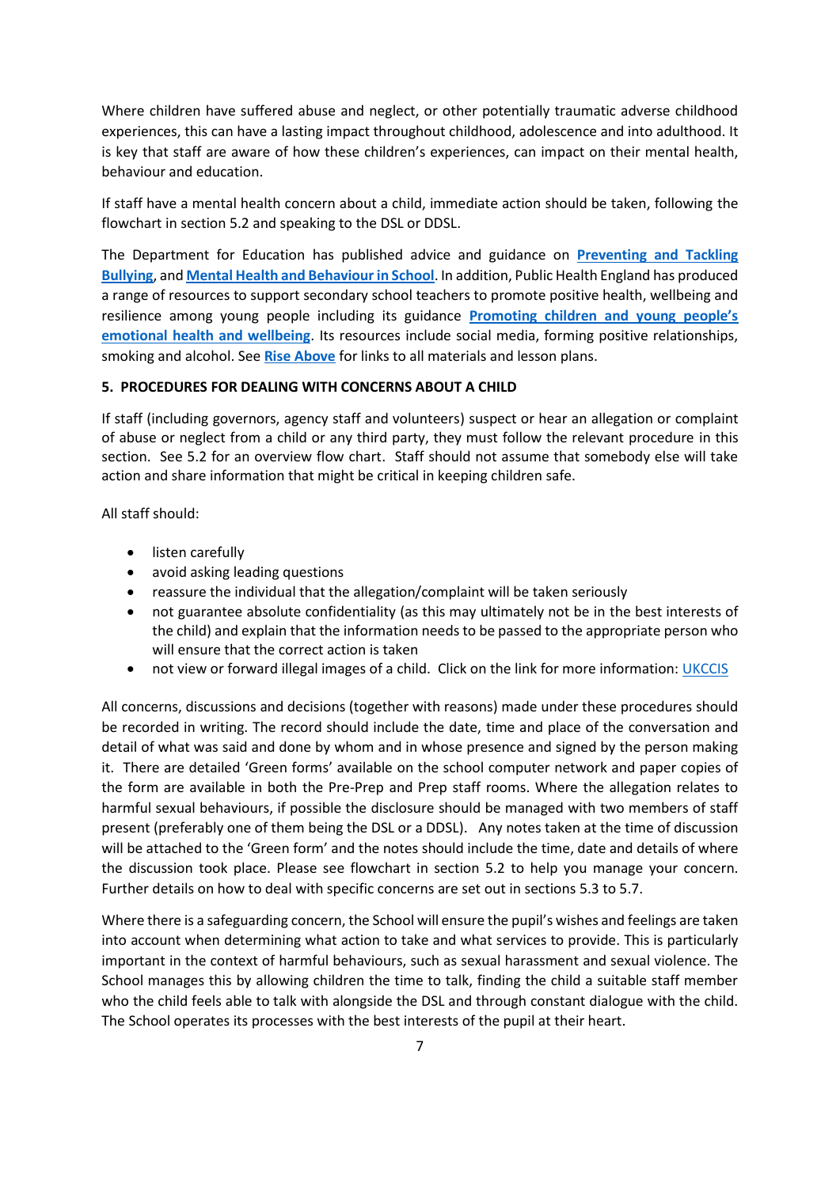Where children have suffered abuse and neglect, or other potentially traumatic adverse childhood experiences, this can have a lasting impact throughout childhood, adolescence and into adulthood. It is key that staff are aware of how these children's experiences, can impact on their mental health, behaviour and education.

If staff have a mental health concern about a child, immediate action should be taken, following the flowchart in section 5.2 and speaking to the DSL or DDSL.

The Department for Education has published advice and guidance on **Preventing and Tackling Bullying**, and **Mental Health and Behaviour in School**. In addition, Public Health England has produced a range of resources to support secondary school teachers to promote positive health, wellbeing and resilience among young people including its guidance **Promoting children and young people's emotional health and wellbeing**. Its resources include social media, forming positive relationships, smoking and alcohol. See **Rise Above** for links to all materials and lesson plans.

## 5. PROCEDURES FOR DEALING WITH CONCERNS ABOUT A CHILD

If staff (including governors, agency staff and volunteers) suspect or hear an allegation or complaint of abuse or neglect from a child or any third party, they must follow the relevant procedure in this section. See 5.2 for an overview flow chart. Staff should not assume that somebody else will take action and share information that might be critical in keeping children safe.

All staff should:

- listen carefully
- avoid asking leading questions
- reassure the individual that the allegation/complaint will be taken seriously
- not guarantee absolute confidentiality (as this may ultimately not be in the best interests of the child) and explain that the information needs to be passed to the appropriate person who will ensure that the correct action is taken
- not view or forward illegal images of a child. Click on the link for more information: UKCCIS

All concerns, discussions and decisions (together with reasons) made under these procedures should be recorded in writing. The record should include the date, time and place of the conversation and detail of what was said and done by whom and in whose presence and signed by the person making it. There are detailed 'Green forms' available on the school computer network and paper copies of the form are available in both the Pre-Prep and Prep staff rooms. Where the allegation relates to harmful sexual behaviours, if possible the disclosure should be managed with two members of staff present (preferably one of them being the DSL or a DDSL). Any notes taken at the time of discussion will be attached to the 'Green form' and the notes should include the time, date and details of where the discussion took place. Please see flowchart in section 5.2 to help you manage your concern. Further details on how to deal with specific concerns are set out in sections 5.3 to 5.7.

Where there is a safeguarding concern, the School will ensure the pupil's wishes and feelings are taken into account when determining what action to take and what services to provide. This is particularly important in the context of harmful behaviours, such as sexual harassment and sexual violence. The School manages this by allowing children the time to talk, finding the child a suitable staff member who the child feels able to talk with alongside the DSL and through constant dialogue with the child. The School operates its processes with the best interests of the pupil at their heart.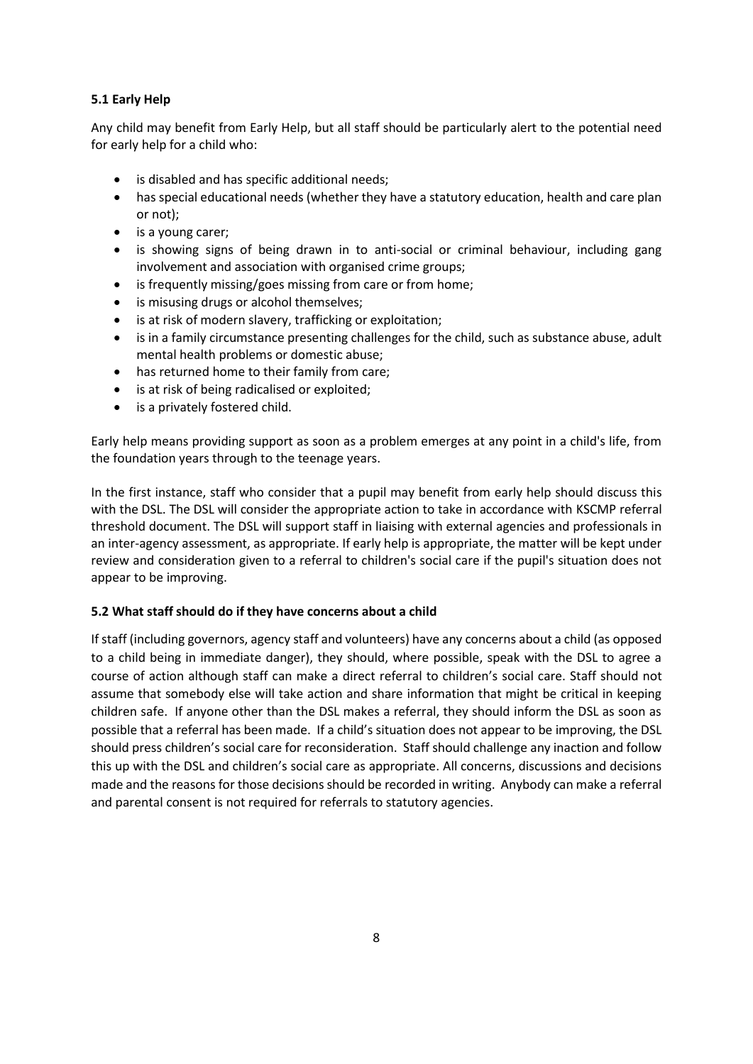### 5.1 Early Help

Any child may benefit from Early Help, but all staff should be particularly alert to the potential need for early help for a child who:

- is disabled and has specific additional needs;
- has special educational needs (whether they have a statutory education, health and care plan or not);
- is a young carer;
- is showing signs of being drawn in to anti-social or criminal behaviour, including gang involvement and association with organised crime groups;
- is frequently missing/goes missing from care or from home;
- is misusing drugs or alcohol themselves;
- is at risk of modern slavery, trafficking or exploitation;
- is in a family circumstance presenting challenges for the child, such as substance abuse, adult mental health problems or domestic abuse;
- has returned home to their family from care;
- is at risk of being radicalised or exploited;
- is a privately fostered child.

Early help means providing support as soon as a problem emerges at any point in a child's life, from the foundation years through to the teenage years.

In the first instance, staff who consider that a pupil may benefit from early help should discuss this with the DSL. The DSL will consider the appropriate action to take in accordance with KSCMP referral threshold document. The DSL will support staff in liaising with external agencies and professionals in an inter-agency assessment, as appropriate. If early help is appropriate, the matter will be kept under review and consideration given to a referral to children's social care if the pupil's situation does not appear to be improving.

### 5.2 What staff should do if they have concerns about a child

If staff (including governors, agency staff and volunteers) have any concerns about a child (as opposed to a child being in immediate danger), they should, where possible, speak with the DSL to agree a course of action although staff can make a direct referral to children's social care. Staff should not assume that somebody else will take action and share information that might be critical in keeping children safe. If anyone other than the DSL makes a referral, they should inform the DSL as soon as possible that a referral has been made. If a child's situation does not appear to be improving, the DSL should press children's social care for reconsideration. Staff should challenge any inaction and follow this up with the DSL and children's social care as appropriate. All concerns, discussions and decisions made and the reasons for those decisions should be recorded in writing. Anybody can make a referral and parental consent is not required for referrals to statutory agencies.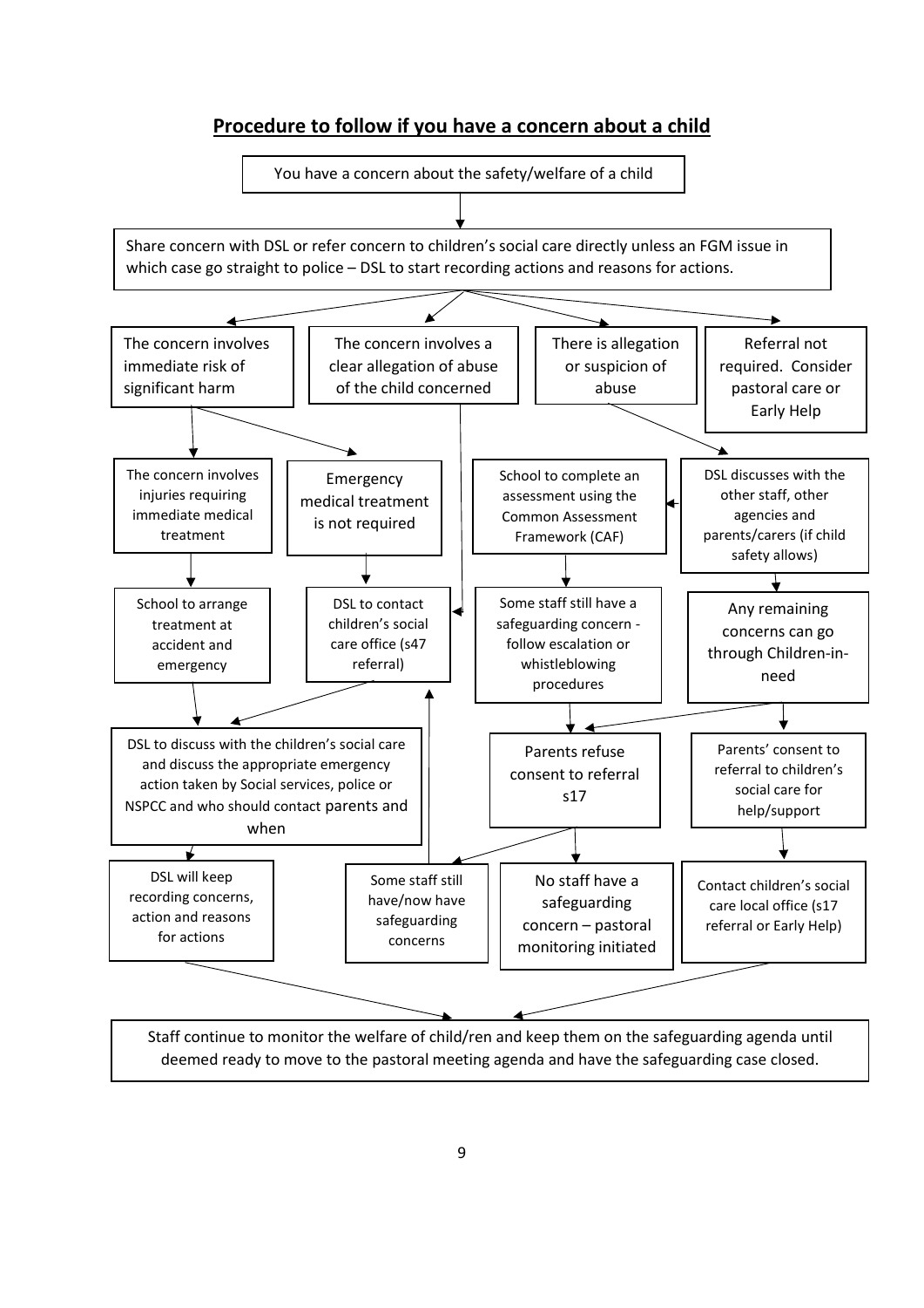## Procedure to follow if you have a concern about a child

You have a concern about the safety/welfare of a child

Share concern with DSL or refer concern to children's social care directly unless an FGM issue in which case go straight to police – DSL to start recording actions and reasons for actions.

The concern involves immediate risk of significant harm

The concern involves a clear allegation of abuse of the child concerned

There is allegation or suspicion of abuse

Referral not required. Consider pastoral care or Early Help

The concern involves injuries requiring immediate medical treatment

Emergency medical treatment is not required

School to complete an assessment using the Common Assessment Framework (CAF)

DSL discusses with the other staff, other agencies and parents/carers (if child safety allows)

School to arrange treatment at accident and emergency

DSL to contact children's social care office (s47 referral)

Some staff still have a safeguarding concern - follow escalation or whistleblowing procedures

Any remaining concerns can go through Children-in-need

DSL to discuss with the children's social care and discuss the appropriate emergency action taken by Social services, police or NSPCC and who should contact parents and when

Parents refuse consent to referral s17

Parents' consent to referral to children's social care for help/support

DSL will keep recording concerns, action and reasons for actions

Some staff still have/now have safeguarding concerns

No staff have a safeguarding concern – pastoral monitoring initiated

Contact children's social care local office (s17 referral or Early Help)

Staff continue to monitor the welfare of child/ren and keep them on the safeguarding agenda until deemed ready to move to the pastoral meeting agenda and have the safeguarding case closed.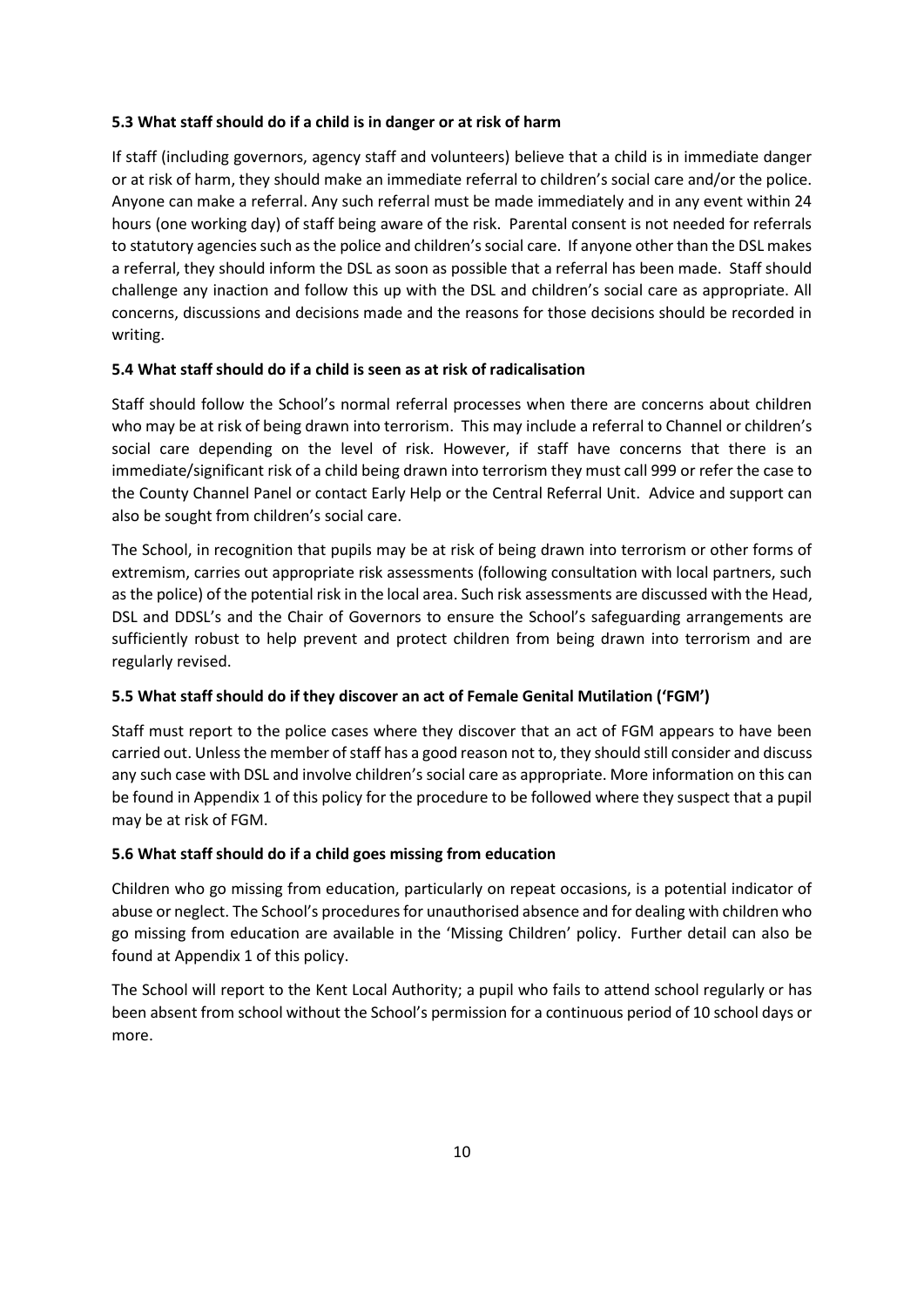**5.3 What staff should do if a child is in danger or at risk of harm**

If staff (including governors, agency staff and volunteers) believe that a child is in immediate danger or at risk of harm, they should make an immediate referral to children's social care and/or the police. Anyone can make a referral. Any such referral must be made immediately and in any event within 24 hours (one working day) of staff being aware of the risk. Parental consent is not needed for referrals to statutory agencies such as the police and children's social care. If anyone other than the DSL makes a referral, they should inform the DSL as soon as possible that a referral has been made. Staff should challenge any inaction and follow this up with the DSL and children's social care as appropriate. All concerns, discussions and decisions made and the reasons for those decisions should be recorded in writing.

**5.4 What staff should do if a child is seen as at risk of radicalisation**

Staff should follow the School's normal referral processes when there are concerns about children who may be at risk of being drawn into terrorism. This may include a referral to Channel or children's social care depending on the level of risk. However, if staff have concerns that there is an immediate/significant risk of a child being drawn into terrorism they must call 999 or refer the case to the County Channel Panel or contact Early Help or the Central Referral Unit. Advice and support can also be sought from children's social care.

The School, in recognition that pupils may be at risk of being drawn into terrorism or other forms of extremism, carries out appropriate risk assessments (following consultation with local partners, such as the police) of the potential risk in the local area. Such risk assessments are discussed with the Head, DSL and DDSL's and the Chair of Governors to ensure the School's safeguarding arrangements are sufficiently robust to help prevent and protect children from being drawn into terrorism and are regularly revised.

**5.5 What staff should do if they discover an act of Female Genital Mutilation ('FGM')**

Staff must report to the police cases where they discover that an act of FGM appears to have been carried out. Unless the member of staff has a good reason not to, they should still consider and discuss any such case with DSL and involve children's social care as appropriate. More information on this can be found in Appendix 1 of this policy for the procedure to be followed where they suspect that a pupil may be at risk of FGM.

**5.6 What staff should do if a child goes missing from education**

Children who go missing from education, particularly on repeat occasions, is a potential indicator of abuse or neglect. The School's procedures for unauthorised absence and for dealing with children who go missing from education are available in the 'Missing Children' policy. Further detail can also be found at Appendix 1 of this policy.

The School will report to the Kent Local Authority; a pupil who fails to attend school regularly or has been absent from school without the School's permission for a continuous period of 10 school days or more.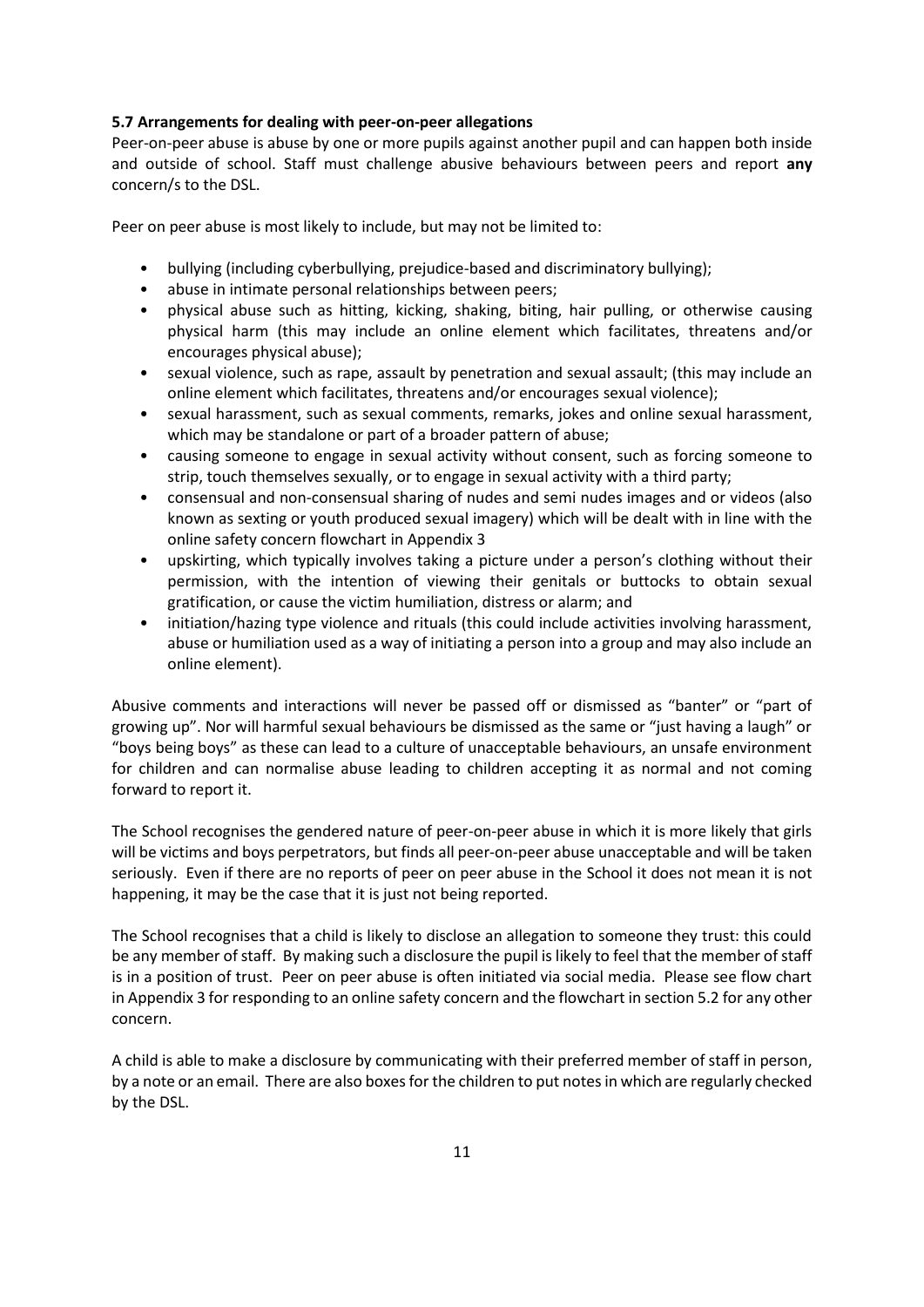**5.7 Arrangements for dealing with peer-on-peer allegations**

Peer-on-peer abuse is abuse by one or more pupils against another pupil and can happen both inside and outside of school. Staff must challenge abusive behaviours between peers and report **any** concern/s to the DSL.

Peer on peer abuse is most likely to include, but may not be limited to:

- bullying (including cyberbullying, prejudice-based and discriminatory bullying);
- abuse in intimate personal relationships between peers;
- physical abuse such as hitting, kicking, shaking, biting, hair pulling, or otherwise causing physical harm (this may include an online element which facilitates, threatens and/or encourages physical abuse);
- sexual violence, such as rape, assault by penetration and sexual assault; (this may include an online element which facilitates, threatens and/or encourages sexual violence);
- sexual harassment, such as sexual comments, remarks, jokes and online sexual harassment, which may be standalone or part of a broader pattern of abuse;
- causing someone to engage in sexual activity without consent, such as forcing someone to strip, touch themselves sexually, or to engage in sexual activity with a third party;
- consensual and non-consensual sharing of nudes and semi nudes images and or videos (also known as sexting or youth produced sexual imagery) which will be dealt with in line with the online safety concern flowchart in Appendix 3
- upskirting, which typically involves taking a picture under a person's clothing without their permission, with the intention of viewing their genitals or buttocks to obtain sexual gratification, or cause the victim humiliation, distress or alarm; and
- initiation/hazing type violence and rituals (this could include activities involving harassment, abuse or humiliation used as a way of initiating a person into a group and may also include an online element).

Abusive comments and interactions will never be passed off or dismissed as "banter" or "part of growing up". Nor will harmful sexual behaviours be dismissed as the same or "just having a laugh" or "boys being boys" as these can lead to a culture of unacceptable behaviours, an unsafe environment for children and can normalise abuse leading to children accepting it as normal and not coming forward to report it.

The School recognises the gendered nature of peer-on-peer abuse in which it is more likely that girls will be victims and boys perpetrators, but finds all peer-on-peer abuse unacceptable and will be taken seriously. Even if there are no reports of peer on peer abuse in the School it does not mean it is not happening, it may be the case that it is just not being reported.

The School recognises that a child is likely to disclose an allegation to someone they trust: this could be any member of staff. By making such a disclosure the pupil is likely to feel that the member of staff is in a position of trust. Peer on peer abuse is often initiated via social media. Please see flow chart in Appendix 3 for responding to an online safety concern and the flowchart in section 5.2 for any other concern.

A child is able to make a disclosure by communicating with their preferred member of staff in person, by a note or an email. There are also boxes for the children to put notes in which are regularly checked by the DSL.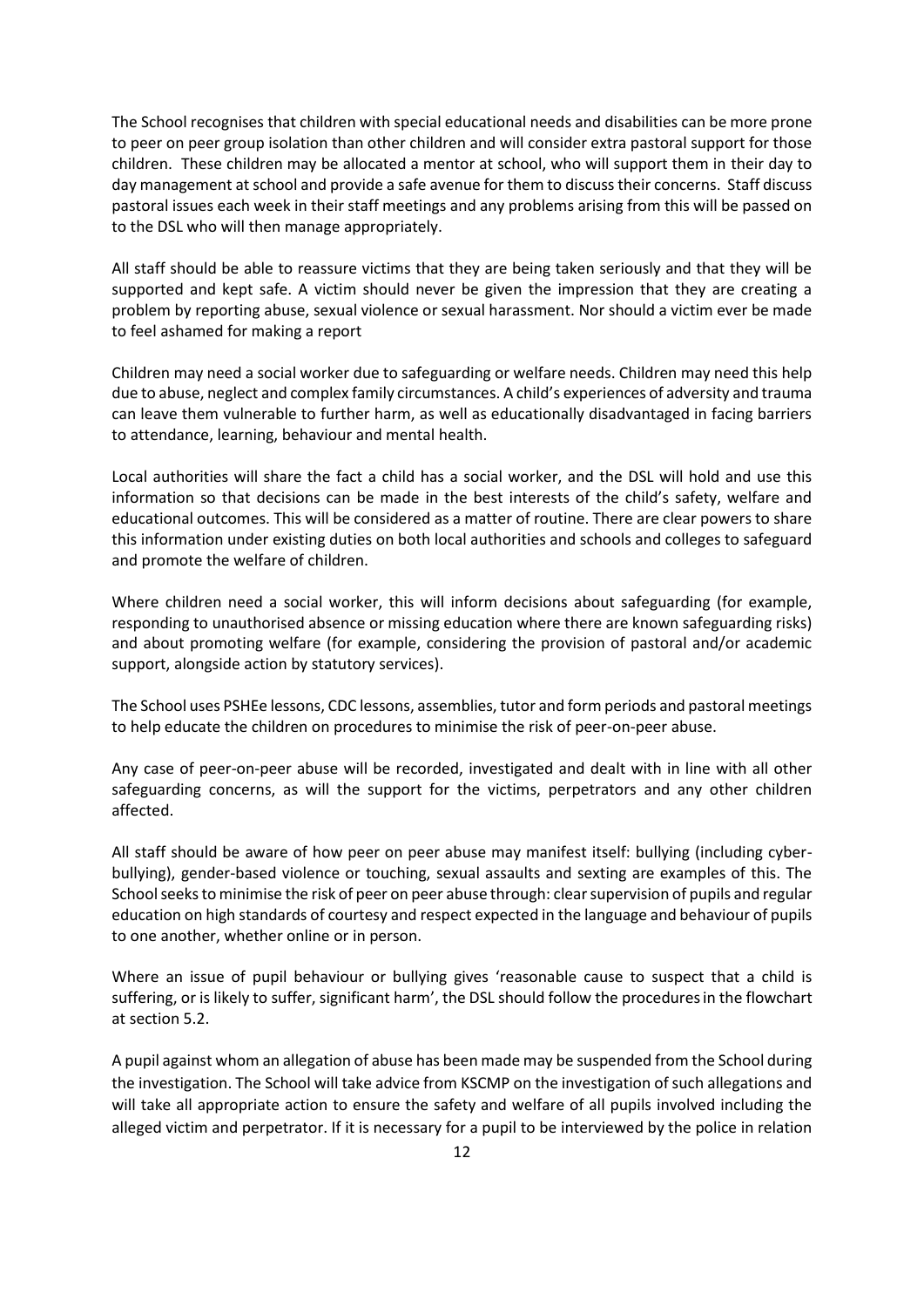The School recognises that children with special educational needs and disabilities can be more prone to peer on peer group isolation than other children and will consider extra pastoral support for those children. These children may be allocated a mentor at school, who will support them in their day to day management at school and provide a safe avenue for them to discuss their concerns. Staff discuss pastoral issues each week in their staff meetings and any problems arising from this will be passed on to the DSL who will then manage appropriately.

All staff should be able to reassure victims that they are being taken seriously and that they will be supported and kept safe. A victim should never be given the impression that they are creating a problem by reporting abuse, sexual violence or sexual harassment. Nor should a victim ever be made to feel ashamed for making a report

Children may need a social worker due to safeguarding or welfare needs. Children may need this help due to abuse, neglect and complex family circumstances. A child's experiences of adversity and trauma can leave them vulnerable to further harm, as well as educationally disadvantaged in facing barriers to attendance, learning, behaviour and mental health.

Local authorities will share the fact a child has a social worker, and the DSL will hold and use this information so that decisions can be made in the best interests of the child's safety, welfare and educational outcomes. This will be considered as a matter of routine. There are clear powers to share this information under existing duties on both local authorities and schools and colleges to safeguard and promote the welfare of children.

Where children need a social worker, this will inform decisions about safeguarding (for example, responding to unauthorised absence or missing education where there are known safeguarding risks) and about promoting welfare (for example, considering the provision of pastoral and/or academic support, alongside action by statutory services).

The School uses PSHEe lessons, CDC lessons, assemblies, tutor and form periods and pastoral meetings to help educate the children on procedures to minimise the risk of peer-on-peer abuse.

Any case of peer-on-peer abuse will be recorded, investigated and dealt with in line with all other safeguarding concerns, as will the support for the victims, perpetrators and any other children affected.

All staff should be aware of how peer on peer abuse may manifest itself: bullying (including cyber-bullying), gender-based violence or touching, sexual assaults and sexting are examples of this. The School seeks to minimise the risk of peer on peer abuse through: clear supervision of pupils and regular education on high standards of courtesy and respect expected in the language and behaviour of pupils to one another, whether online or in person.

Where an issue of pupil behaviour or bullying gives 'reasonable cause to suspect that a child is suffering, or is likely to suffer, significant harm', the DSL should follow the procedures in the flowchart at section 5.2.

A pupil against whom an allegation of abuse has been made may be suspended from the School during the investigation. The School will take advice from KSCMP on the investigation of such allegations and will take all appropriate action to ensure the safety and welfare of all pupils involved including the alleged victim and perpetrator. If it is necessary for a pupil to be interviewed by the police in relation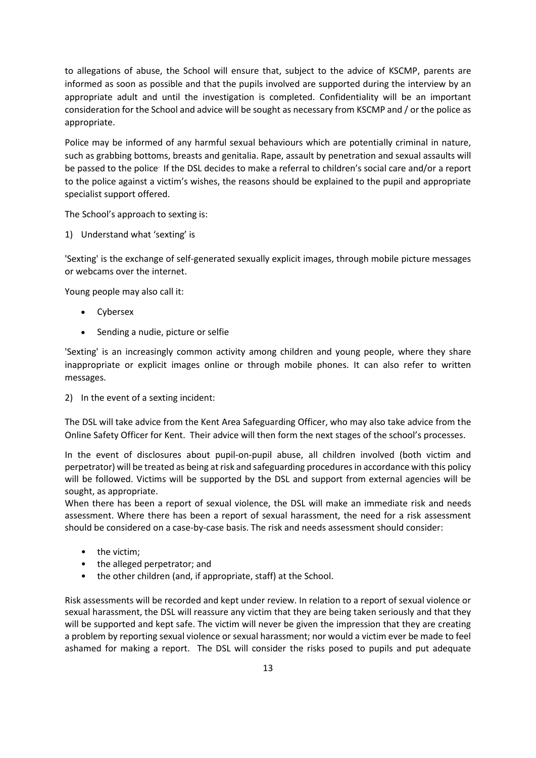to allegations of abuse, the School will ensure that, subject to the advice of KSCMP, parents are informed as soon as possible and that the pupils involved are supported during the interview by an appropriate adult and until the investigation is completed. Confidentiality will be an important consideration for the School and advice will be sought as necessary from KSCMP and / or the police as appropriate.

Police may be informed of any harmful sexual behaviours which are potentially criminal in nature, such as grabbing bottoms, breasts and genitalia. Rape, assault by penetration and sexual assaults will be passed to the police. If the DSL decides to make a referral to children's social care and/or a report to the police against a victim's wishes, the reasons should be explained to the pupil and appropriate specialist support offered.

The School's approach to sexting is:

1) Understand what 'sexting' is

'Sexting' is the exchange of self-generated sexually explicit images, through mobile picture messages or webcams over the internet.

Young people may also call it:

- Cybersex
- Sending a nudie, picture or selfie

'Sexting' is an increasingly common activity among children and young people, where they share inappropriate or explicit images online or through mobile phones. It can also refer to written messages.

2) In the event of a sexting incident:

The DSL will take advice from the Kent Area Safeguarding Officer, who may also take advice from the Online Safety Officer for Kent. Their advice will then form the next stages of the school's processes.

In the event of disclosures about pupil-on-pupil abuse, all children involved (both victim and perpetrator) will be treated as being at risk and safeguarding procedures in accordance with this policy will be followed. Victims will be supported by the DSL and support from external agencies will be sought, as appropriate.

When there has been a report of sexual violence, the DSL will make an immediate risk and needs assessment. Where there has been a report of sexual harassment, the need for a risk assessment should be considered on a case-by-case basis. The risk and needs assessment should consider:

- the victim;
- the alleged perpetrator; and
- the other children (and, if appropriate, staff) at the School.

Risk assessments will be recorded and kept under review. In relation to a report of sexual violence or sexual harassment, the DSL will reassure any victim that they are being taken seriously and that they will be supported and kept safe. The victim will never be given the impression that they are creating a problem by reporting sexual violence or sexual harassment; nor would a victim ever be made to feel ashamed for making a report. The DSL will consider the risks posed to pupils and put adequate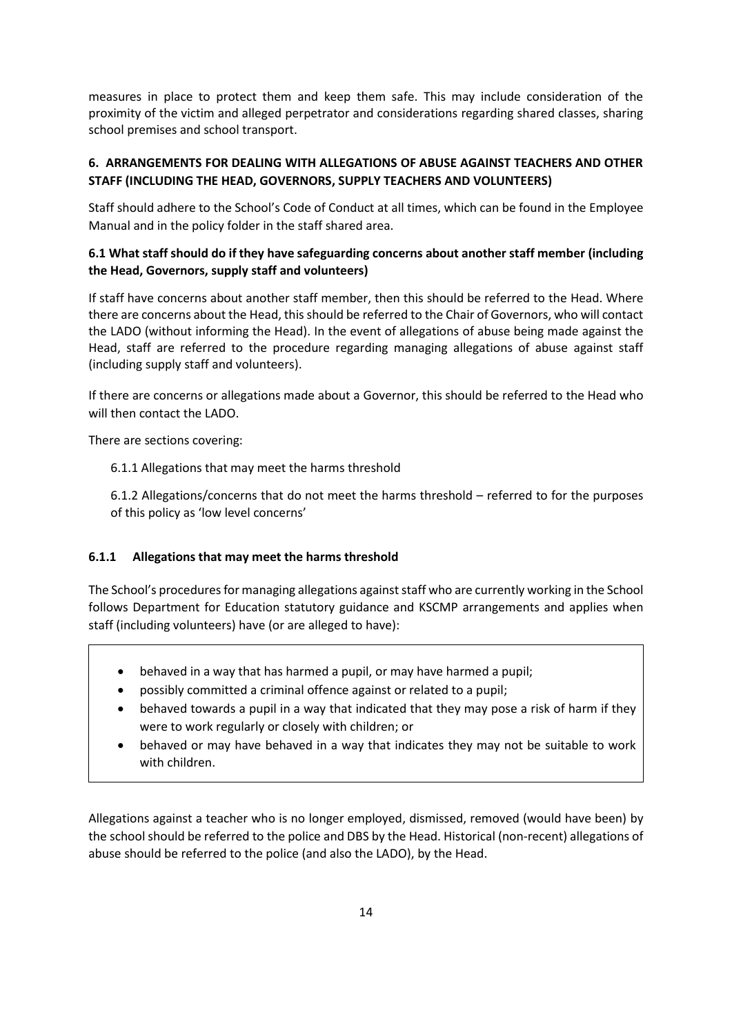measures in place to protect them and keep them safe. This may include consideration of the proximity of the victim and alleged perpetrator and considerations regarding shared classes, sharing school premises and school transport.

## 6. ARRANGEMENTS FOR DEALING WITH ALLEGATIONS OF ABUSE AGAINST TEACHERS AND OTHER STAFF (INCLUDING THE HEAD, GOVERNORS, SUPPLY TEACHERS AND VOLUNTEERS)

Staff should adhere to the School's Code of Conduct at all times, which can be found in the Employee Manual and in the policy folder in the staff shared area.

### 6.1 What staff should do if they have safeguarding concerns about another staff member (including the Head, Governors, supply staff and volunteers)

If staff have concerns about another staff member, then this should be referred to the Head. Where there are concerns about the Head, this should be referred to the Chair of Governors, who will contact the LADO (without informing the Head). In the event of allegations of abuse being made against the Head, staff are referred to the procedure regarding managing allegations of abuse against staff (including supply staff and volunteers).

If there are concerns or allegations made about a Governor, this should be referred to the Head who will then contact the LADO.

There are sections covering:

6.1.1 Allegations that may meet the harms threshold

6.1.2 Allegations/concerns that do not meet the harms threshold – referred to for the purposes of this policy as 'low level concerns'

#### 6.1.1 Allegations that may meet the harms threshold

The School's procedures for managing allegations against staff who are currently working in the School follows Department for Education statutory guidance and KSCMP arrangements and applies when staff (including volunteers) have (or are alleged to have):

- behaved in a way that has harmed a pupil, or may have harmed a pupil;
- possibly committed a criminal offence against or related to a pupil;
- behaved towards a pupil in a way that indicated that they may pose a risk of harm if they were to work regularly or closely with children; or
- behaved or may have behaved in a way that indicates they may not be suitable to work with children.

Allegations against a teacher who is no longer employed, dismissed, removed (would have been) by the school should be referred to the police and DBS by the Head. Historical (non-recent) allegations of abuse should be referred to the police (and also the LADO), by the Head.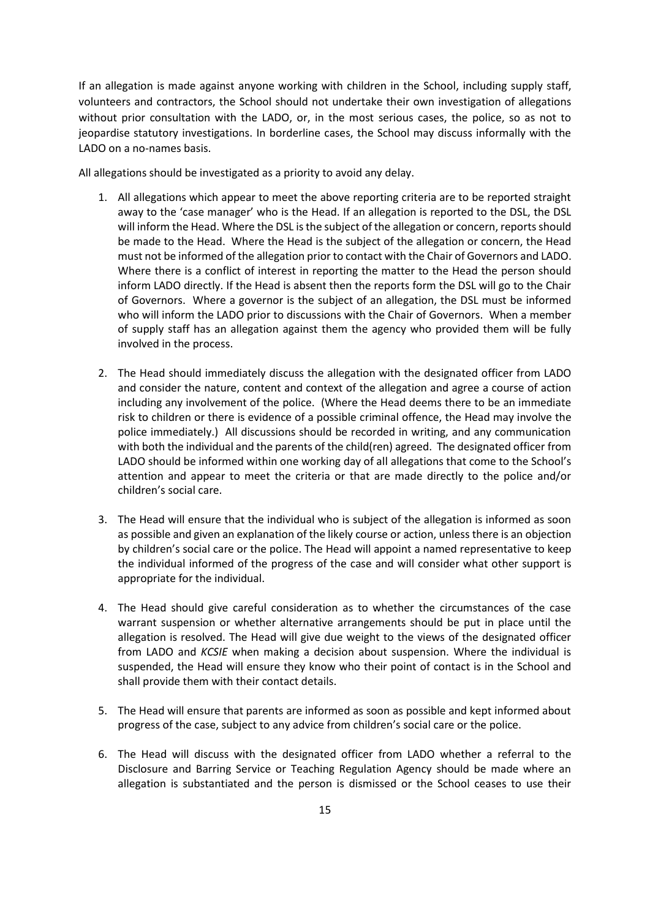If an allegation is made against anyone working with children in the School, including supply staff, volunteers and contractors, the School should not undertake their own investigation of allegations without prior consultation with the LADO, or, in the most serious cases, the police, so as not to jeopardise statutory investigations. In borderline cases, the School may discuss informally with the LADO on a no-names basis.

All allegations should be investigated as a priority to avoid any delay.

1. All allegations which appear to meet the above reporting criteria are to be reported straight away to the 'case manager' who is the Head. If an allegation is reported to the DSL, the DSL will inform the Head. Where the DSL is the subject of the allegation or concern, reports should be made to the Head. Where the Head is the subject of the allegation or concern, the Head must not be informed of the allegation prior to contact with the Chair of Governors and LADO. Where there is a conflict of interest in reporting the matter to the Head the person should inform LADO directly. If the Head is absent then the reports form the DSL will go to the Chair of Governors. Where a governor is the subject of an allegation, the DSL must be informed who will inform the LADO prior to discussions with the Chair of Governors. When a member of supply staff has an allegation against them the agency who provided them will be fully involved in the process.

2. The Head should immediately discuss the allegation with the designated officer from LADO and consider the nature, content and context of the allegation and agree a course of action including any involvement of the police. (Where the Head deems there to be an immediate risk to children or there is evidence of a possible criminal offence, the Head may involve the police immediately.) All discussions should be recorded in writing, and any communication with both the individual and the parents of the child(ren) agreed. The designated officer from LADO should be informed within one working day of all allegations that come to the School's attention and appear to meet the criteria or that are made directly to the police and/or children's social care.

3. The Head will ensure that the individual who is subject of the allegation is informed as soon as possible and given an explanation of the likely course or action, unless there is an objection by children's social care or the police. The Head will appoint a named representative to keep the individual informed of the progress of the case and will consider what other support is appropriate for the individual.

4. The Head should give careful consideration as to whether the circumstances of the case warrant suspension or whether alternative arrangements should be put in place until the allegation is resolved. The Head will give due weight to the views of the designated officer from LADO and *KCSIE* when making a decision about suspension. Where the individual is suspended, the Head will ensure they know who their point of contact is in the School and shall provide them with their contact details.

5. The Head will ensure that parents are informed as soon as possible and kept informed about progress of the case, subject to any advice from children's social care or the police.

6. The Head will discuss with the designated officer from LADO whether a referral to the Disclosure and Barring Service or Teaching Regulation Agency should be made where an allegation is substantiated and the person is dismissed or the School ceases to use their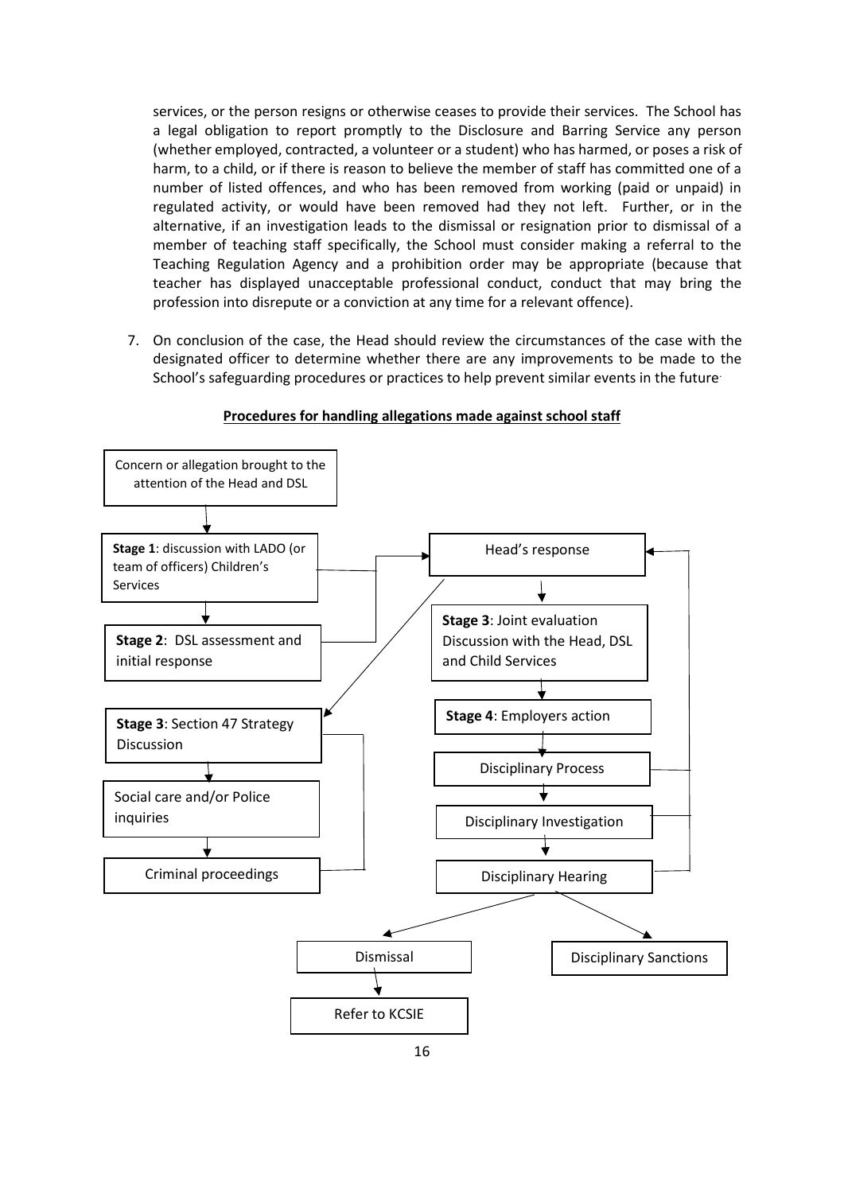services, or the person resigns or otherwise ceases to provide their services. The School has a legal obligation to report promptly to the Disclosure and Barring Service any person (whether employed, contracted, a volunteer or a student) who has harmed, or poses a risk of harm, to a child, or if there is reason to believe the member of staff has committed one of a number of listed offences, and who has been removed from working (paid or unpaid) in regulated activity, or would have been removed had they not left. Further, or in the alternative, if an investigation leads to the dismissal or resignation prior to dismissal of a member of teaching staff specifically, the School must consider making a referral to the Teaching Regulation Agency and a prohibition order may be appropriate (because that teacher has displayed unacceptable professional conduct, conduct that may bring the profession into disrepute or a conviction at any time for a relevant offence).

7. On conclusion of the case, the Head should review the circumstances of the case with the designated officer to determine whether there are any improvements to be made to the School's safeguarding procedures or practices to help prevent similar events in the future.

**Procedures for handling allegations made against school staff**

Concern or allegation brought to the attention of the Head and DSL

**Stage 1**: discussion with LADO (or team of officers) Children's Services

**Stage 2**: DSL assessment and initial response

Head's response

**Stage 3**: Section 47 Strategy Discussion

Social care and/or Police inquiries

Criminal proceedings

**Stage 3**: Joint evaluation Discussion with the Head, DSL and Child Services

**Stage 4**: Employers action

Disciplinary Process

Disciplinary Investigation

Disciplinary Hearing

Dismissal

Disciplinary Sanctions

Refer to KCSIE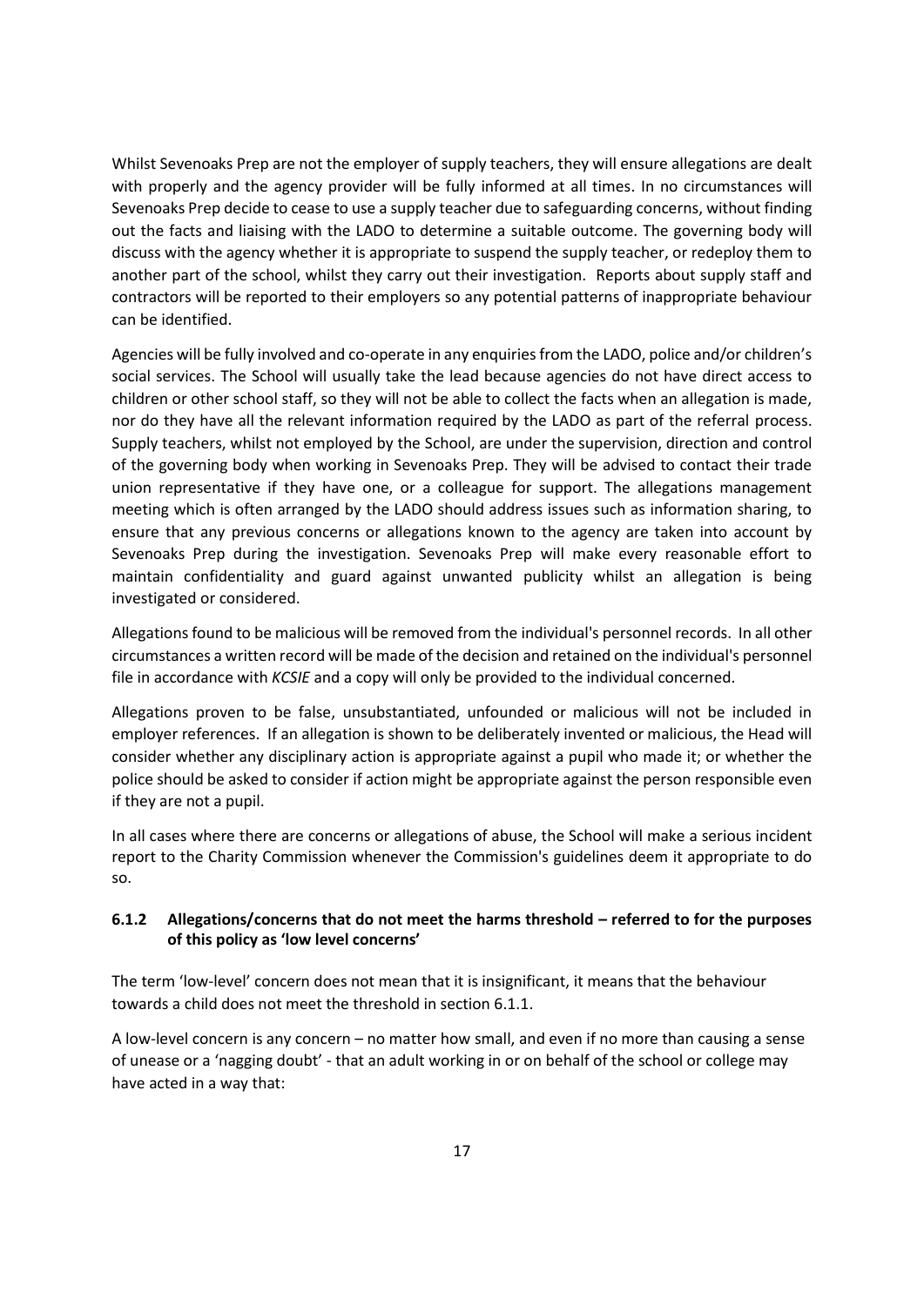Whilst Sevenoaks Prep are not the employer of supply teachers, they will ensure allegations are dealt with properly and the agency provider will be fully informed at all times. In no circumstances will Sevenoaks Prep decide to cease to use a supply teacher due to safeguarding concerns, without finding out the facts and liaising with the LADO to determine a suitable outcome. The governing body will discuss with the agency whether it is appropriate to suspend the supply teacher, or redeploy them to another part of the school, whilst they carry out their investigation. Reports about supply staff and contractors will be reported to their employers so any potential patterns of inappropriate behaviour can be identified.

Agencies will be fully involved and co-operate in any enquiries from the LADO, police and/or children's social services. The School will usually take the lead because agencies do not have direct access to children or other school staff, so they will not be able to collect the facts when an allegation is made, nor do they have all the relevant information required by the LADO as part of the referral process. Supply teachers, whilst not employed by the School, are under the supervision, direction and control of the governing body when working in Sevenoaks Prep. They will be advised to contact their trade union representative if they have one, or a colleague for support. The allegations management meeting which is often arranged by the LADO should address issues such as information sharing, to ensure that any previous concerns or allegations known to the agency are taken into account by Sevenoaks Prep during the investigation. Sevenoaks Prep will make every reasonable effort to maintain confidentiality and guard against unwanted publicity whilst an allegation is being investigated or considered.

Allegations found to be malicious will be removed from the individual's personnel records. In all other circumstances a written record will be made of the decision and retained on the individual's personnel file in accordance with *KCSIE* and a copy will only be provided to the individual concerned.

Allegations proven to be false, unsubstantiated, unfounded or malicious will not be included in employer references. If an allegation is shown to be deliberately invented or malicious, the Head will consider whether any disciplinary action is appropriate against a pupil who made it; or whether the police should be asked to consider if action might be appropriate against the person responsible even if they are not a pupil.

In all cases where there are concerns or allegations of abuse, the School will make a serious incident report to the Charity Commission whenever the Commission's guidelines deem it appropriate to do so.

#### 6.1.2 Allegations/concerns that do not meet the harms threshold – referred to for the purposes of this policy as 'low level concerns'

The term 'low-level' concern does not mean that it is insignificant, it means that the behaviour towards a child does not meet the threshold in section 6.1.1.

A low-level concern is any concern – no matter how small, and even if no more than causing a sense of unease or a 'nagging doubt' - that an adult working in or on behalf of the school or college may have acted in a way that: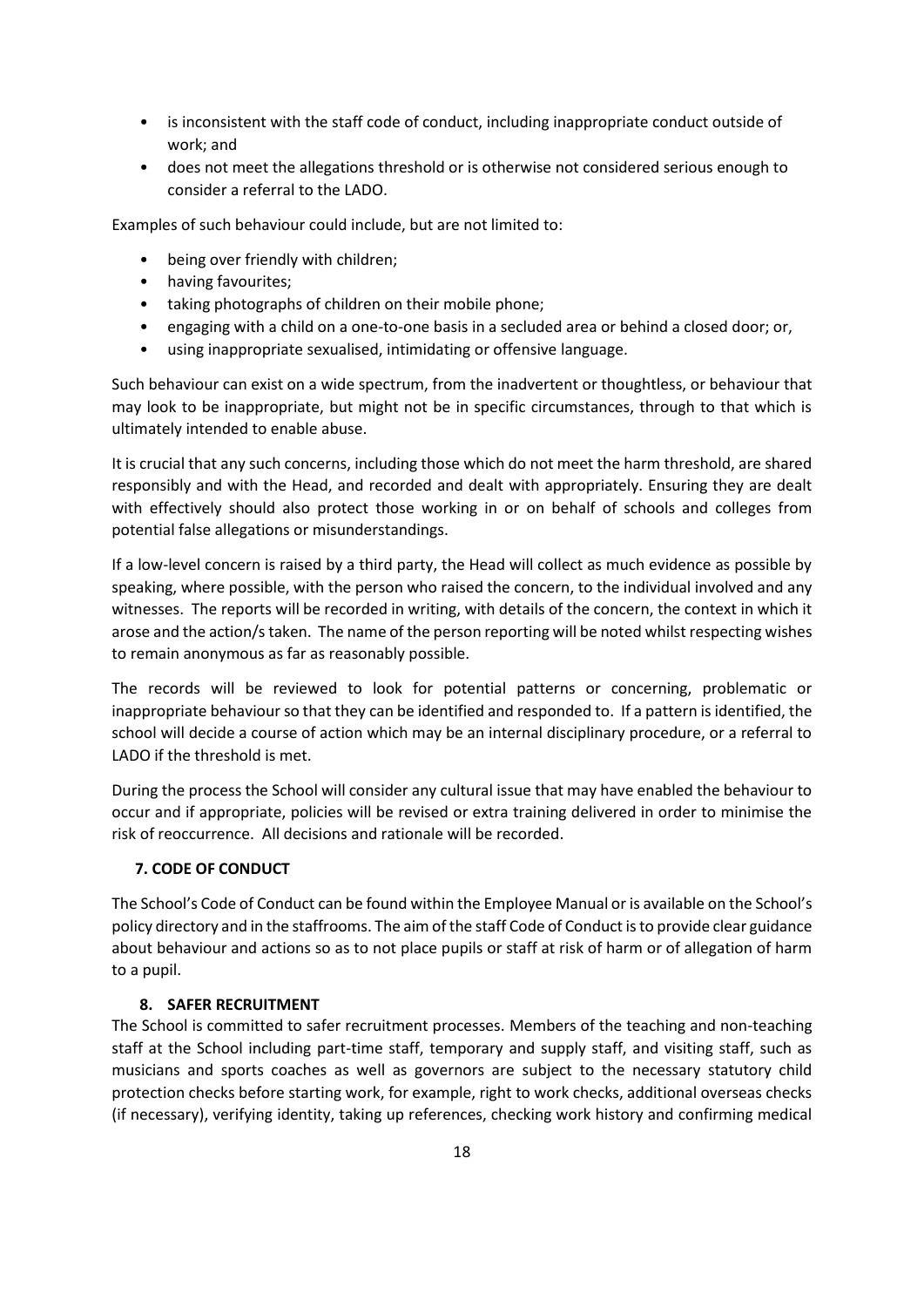- is inconsistent with the staff code of conduct, including inappropriate conduct outside of work; and
- does not meet the allegations threshold or is otherwise not considered serious enough to consider a referral to the LADO.

Examples of such behaviour could include, but are not limited to:

- being over friendly with children;
- having favourites;
- taking photographs of children on their mobile phone;
- engaging with a child on a one-to-one basis in a secluded area or behind a closed door; or,
- using inappropriate sexualised, intimidating or offensive language.

Such behaviour can exist on a wide spectrum, from the inadvertent or thoughtless, or behaviour that may look to be inappropriate, but might not be in specific circumstances, through to that which is ultimately intended to enable abuse.

It is crucial that any such concerns, including those which do not meet the harm threshold, are shared responsibly and with the Head, and recorded and dealt with appropriately. Ensuring they are dealt with effectively should also protect those working in or on behalf of schools and colleges from potential false allegations or misunderstandings.

If a low-level concern is raised by a third party, the Head will collect as much evidence as possible by speaking, where possible, with the person who raised the concern, to the individual involved and any witnesses. The reports will be recorded in writing, with details of the concern, the context in which it arose and the action/s taken. The name of the person reporting will be noted whilst respecting wishes to remain anonymous as far as reasonably possible.

The records will be reviewed to look for potential patterns or concerning, problematic or inappropriate behaviour so that they can be identified and responded to. If a pattern is identified, the school will decide a course of action which may be an internal disciplinary procedure, or a referral to LADO if the threshold is met.

During the process the School will consider any cultural issue that may have enabled the behaviour to occur and if appropriate, policies will be revised or extra training delivered in order to minimise the risk of reoccurrence. All decisions and rationale will be recorded.

## 7. CODE OF CONDUCT

The School's Code of Conduct can be found within the Employee Manual or is available on the School's policy directory and in the staffrooms. The aim of the staff Code of Conduct is to provide clear guidance about behaviour and actions so as to not place pupils or staff at risk of harm or of allegation of harm to a pupil.

## 8. SAFER RECRUITMENT

The School is committed to safer recruitment processes. Members of the teaching and non-teaching staff at the School including part-time staff, temporary and supply staff, and visiting staff, such as musicians and sports coaches as well as governors are subject to the necessary statutory child protection checks before starting work, for example, right to work checks, additional overseas checks (if necessary), verifying identity, taking up references, checking work history and confirming medical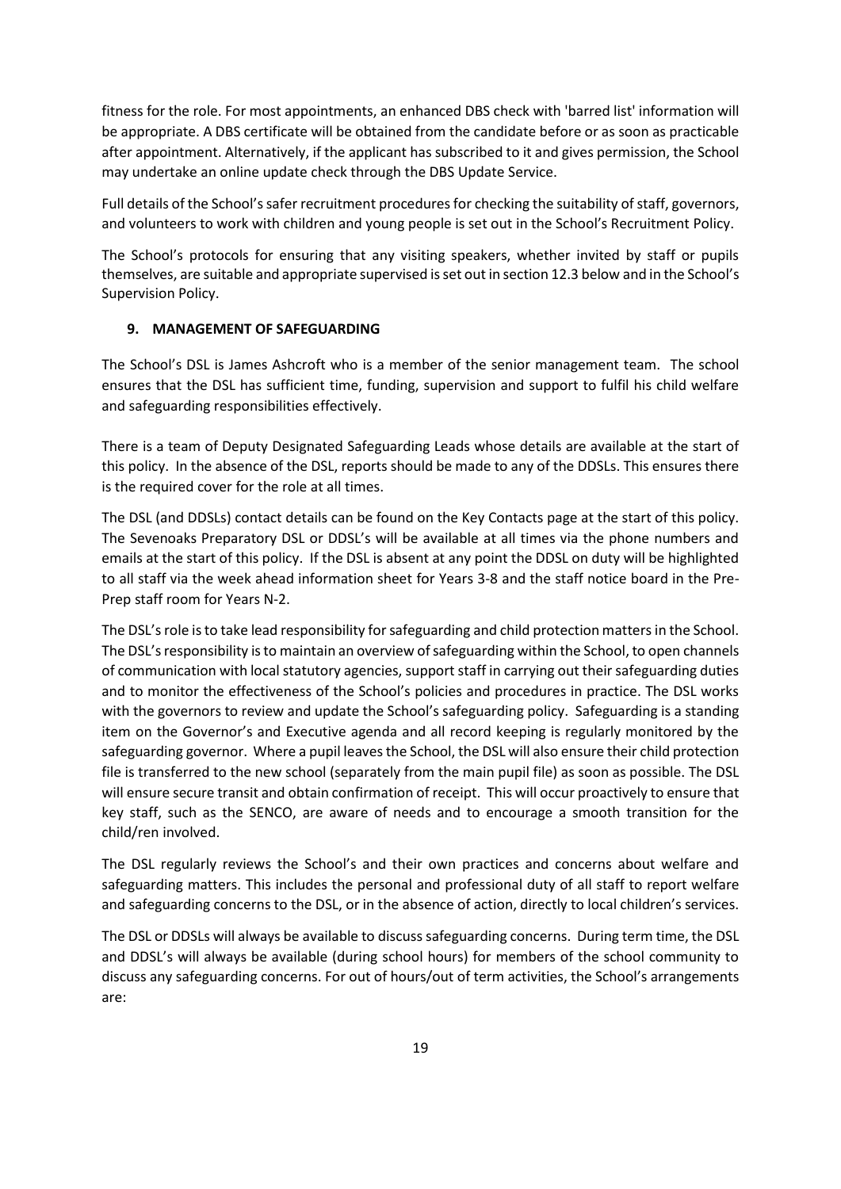fitness for the role. For most appointments, an enhanced DBS check with 'barred list' information will be appropriate. A DBS certificate will be obtained from the candidate before or as soon as practicable after appointment. Alternatively, if the applicant has subscribed to it and gives permission, the School may undertake an online update check through the DBS Update Service.

Full details of the School's safer recruitment procedures for checking the suitability of staff, governors, and volunteers to work with children and young people is set out in the School's Recruitment Policy.

The School's protocols for ensuring that any visiting speakers, whether invited by staff or pupils themselves, are suitable and appropriate supervised is set out in section 12.3 below and in the School's Supervision Policy.

## 9. MANAGEMENT OF SAFEGUARDING

The School's DSL is James Ashcroft who is a member of the senior management team. The school ensures that the DSL has sufficient time, funding, supervision and support to fulfil his child welfare and safeguarding responsibilities effectively.

There is a team of Deputy Designated Safeguarding Leads whose details are available at the start of this policy. In the absence of the DSL, reports should be made to any of the DDSLs. This ensures there is the required cover for the role at all times.

The DSL (and DDSLs) contact details can be found on the Key Contacts page at the start of this policy. The Sevenoaks Preparatory DSL or DDSL's will be available at all times via the phone numbers and emails at the start of this policy. If the DSL is absent at any point the DDSL on duty will be highlighted to all staff via the week ahead information sheet for Years 3-8 and the staff notice board in the Pre-Prep staff room for Years N-2.

The DSL's role is to take lead responsibility for safeguarding and child protection matters in the School. The DSL's responsibility is to maintain an overview of safeguarding within the School, to open channels of communication with local statutory agencies, support staff in carrying out their safeguarding duties and to monitor the effectiveness of the School's policies and procedures in practice. The DSL works with the governors to review and update the School's safeguarding policy. Safeguarding is a standing item on the Governor's and Executive agenda and all record keeping is regularly monitored by the safeguarding governor. Where a pupil leaves the School, the DSL will also ensure their child protection file is transferred to the new school (separately from the main pupil file) as soon as possible. The DSL will ensure secure transit and obtain confirmation of receipt. This will occur proactively to ensure that key staff, such as the SENCO, are aware of needs and to encourage a smooth transition for the child/ren involved.

The DSL regularly reviews the School's and their own practices and concerns about welfare and safeguarding matters. This includes the personal and professional duty of all staff to report welfare and safeguarding concerns to the DSL, or in the absence of action, directly to local children's services.

The DSL or DDSLs will always be available to discuss safeguarding concerns. During term time, the DSL and DDSL's will always be available (during school hours) for members of the school community to discuss any safeguarding concerns. For out of hours/out of term activities, the School's arrangements are: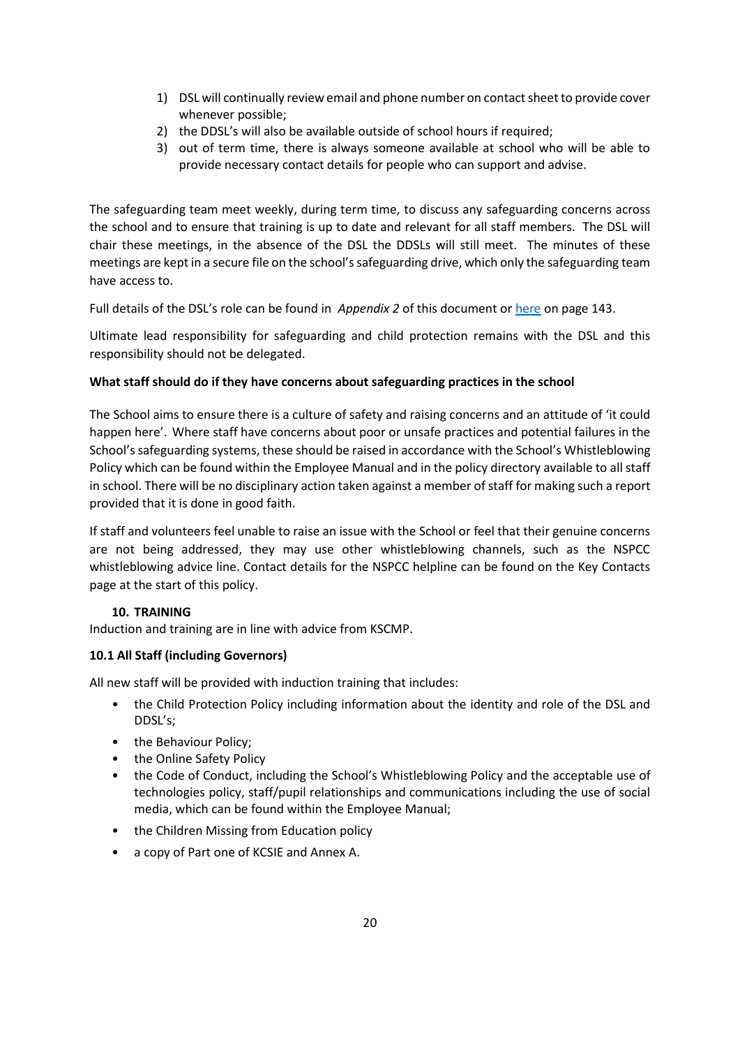1) DSL will continually review email and phone number on contact sheet to provide cover whenever possible;
2) the DDSL's will also be available outside of school hours if required;
3) out of term time, there is always someone available at school who will be able to provide necessary contact details for people who can support and advise.

The safeguarding team meet weekly, during term time, to discuss any safeguarding concerns across the school and to ensure that training is up to date and relevant for all staff members. The DSL will chair these meetings, in the absence of the DSL the DDSLs will still meet. The minutes of these meetings are kept in a secure file on the school's safeguarding drive, which only the safeguarding team have access to.

Full details of the DSL's role can be found in *Appendix 2* of this document or here on page 143.

Ultimate lead responsibility for safeguarding and child protection remains with the DSL and this responsibility should not be delegated.

**What staff should do if they have concerns about safeguarding practices in the school**

The School aims to ensure there is a culture of safety and raising concerns and an attitude of 'it could happen here'. Where staff have concerns about poor or unsafe practices and potential failures in the School's safeguarding systems, these should be raised in accordance with the School's Whistleblowing Policy which can be found within the Employee Manual and in the policy directory available to all staff in school. There will be no disciplinary action taken against a member of staff for making such a report provided that it is done in good faith.

If staff and volunteers feel unable to raise an issue with the School or feel that their genuine concerns are not being addressed, they may use other whistleblowing channels, such as the NSPCC whistleblowing advice line. Contact details for the NSPCC helpline can be found on the Key Contacts page at the start of this policy.

## 10. TRAINING

Induction and training are in line with advice from KSCMP.

### 10.1 All Staff (including Governors)

All new staff will be provided with induction training that includes:

- the Child Protection Policy including information about the identity and role of the DSL and DDSL's;
- the Behaviour Policy;
- the Online Safety Policy
- the Code of Conduct, including the School's Whistleblowing Policy and the acceptable use of technologies policy, staff/pupil relationships and communications including the use of social media, which can be found within the Employee Manual;
- the Children Missing from Education policy
- a copy of Part one of KCSIE and Annex A.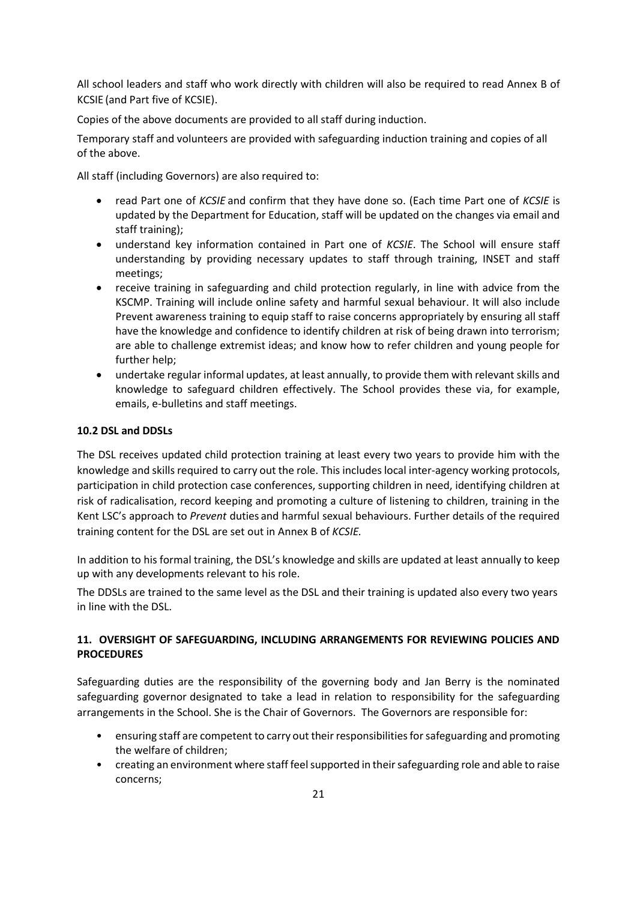All school leaders and staff who work directly with children will also be required to read Annex B of KCSIE (and Part five of KCSIE).

Copies of the above documents are provided to all staff during induction.

Temporary staff and volunteers are provided with safeguarding induction training and copies of all of the above.

All staff (including Governors) are also required to:

- read Part one of *KCSIE* and confirm that they have done so. (Each time Part one of *KCSIE* is updated by the Department for Education, staff will be updated on the changes via email and staff training);
- understand key information contained in Part one of *KCSIE*. The School will ensure staff understanding by providing necessary updates to staff through training, INSET and staff meetings;
- receive training in safeguarding and child protection regularly, in line with advice from the KSCMP. Training will include online safety and harmful sexual behaviour. It will also include Prevent awareness training to equip staff to raise concerns appropriately by ensuring all staff have the knowledge and confidence to identify children at risk of being drawn into terrorism; are able to challenge extremist ideas; and know how to refer children and young people for further help;
- undertake regular informal updates, at least annually, to provide them with relevant skills and knowledge to safeguard children effectively. The School provides these via, for example, emails, e-bulletins and staff meetings.

**10.2 DSL and DDSLs**

The DSL receives updated child protection training at least every two years to provide him with the knowledge and skills required to carry out the role. This includes local inter-agency working protocols, participation in child protection case conferences, supporting children in need, identifying children at risk of radicalisation, record keeping and promoting a culture of listening to children, training in the Kent LSC's approach to *Prevent* duties and harmful sexual behaviours. Further details of the required training content for the DSL are set out in Annex B of *KCSIE.*

In addition to his formal training, the DSL's knowledge and skills are updated at least annually to keep up with any developments relevant to his role.

The DDSLs are trained to the same level as the DSL and their training is updated also every two years in line with the DSL.

## 11. OVERSIGHT OF SAFEGUARDING, INCLUDING ARRANGEMENTS FOR REVIEWING POLICIES AND PROCEDURES

Safeguarding duties are the responsibility of the governing body and Jan Berry is the nominated safeguarding governor designated to take a lead in relation to responsibility for the safeguarding arrangements in the School. She is the Chair of Governors. The Governors are responsible for:

- ensuring staff are competent to carry out their responsibilities for safeguarding and promoting the welfare of children;
- creating an environment where staff feel supported in their safeguarding role and able to raise concerns;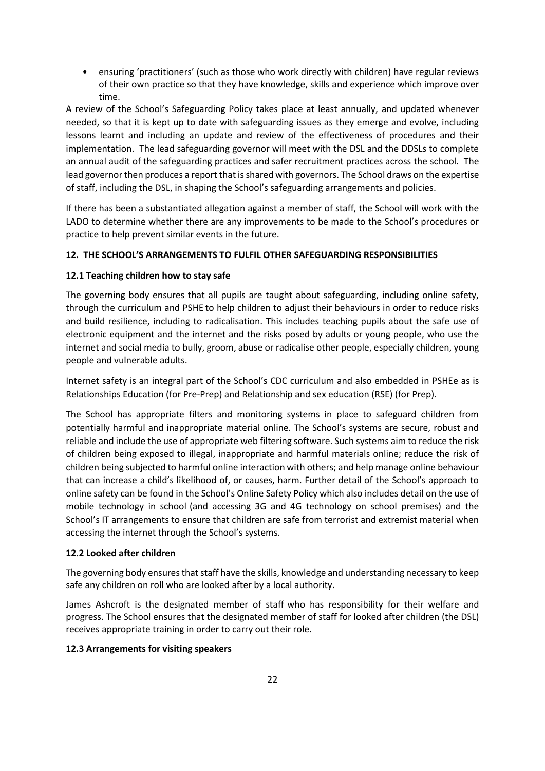- ensuring 'practitioners' (such as those who work directly with children) have regular reviews of their own practice so that they have knowledge, skills and experience which improve over time.

A review of the School's Safeguarding Policy takes place at least annually, and updated whenever needed, so that it is kept up to date with safeguarding issues as they emerge and evolve, including lessons learnt and including an update and review of the effectiveness of procedures and their implementation. The lead safeguarding governor will meet with the DSL and the DDSLs to complete an annual audit of the safeguarding practices and safer recruitment practices across the school. The lead governor then produces a report that is shared with governors. The School draws on the expertise of staff, including the DSL, in shaping the School's safeguarding arrangements and policies.

If there has been a substantiated allegation against a member of staff, the School will work with the LADO to determine whether there are any improvements to be made to the School's procedures or practice to help prevent similar events in the future.

## 12. THE SCHOOL'S ARRANGEMENTS TO FULFIL OTHER SAFEGUARDING RESPONSIBILITIES

### 12.1 Teaching children how to stay safe

The governing body ensures that all pupils are taught about safeguarding, including online safety, through the curriculum and PSHE to help children to adjust their behaviours in order to reduce risks and build resilience, including to radicalisation. This includes teaching pupils about the safe use of electronic equipment and the internet and the risks posed by adults or young people, who use the internet and social media to bully, groom, abuse or radicalise other people, especially children, young people and vulnerable adults.

Internet safety is an integral part of the School's CDC curriculum and also embedded in PSHEe as is Relationships Education (for Pre-Prep) and Relationship and sex education (RSE) (for Prep).

The School has appropriate filters and monitoring systems in place to safeguard children from potentially harmful and inappropriate material online. The School's systems are secure, robust and reliable and include the use of appropriate web filtering software. Such systems aim to reduce the risk of children being exposed to illegal, inappropriate and harmful materials online; reduce the risk of children being subjected to harmful online interaction with others; and help manage online behaviour that can increase a child's likelihood of, or causes, harm. Further detail of the School's approach to online safety can be found in the School's Online Safety Policy which also includes detail on the use of mobile technology in school (and accessing 3G and 4G technology on school premises) and the School's IT arrangements to ensure that children are safe from terrorist and extremist material when accessing the internet through the School's systems.

### 12.2 Looked after children

The governing body ensures that staff have the skills, knowledge and understanding necessary to keep safe any children on roll who are looked after by a local authority.

James Ashcroft is the designated member of staff who has responsibility for their welfare and progress. The School ensures that the designated member of staff for looked after children (the DSL) receives appropriate training in order to carry out their role.

### 12.3 Arrangements for visiting speakers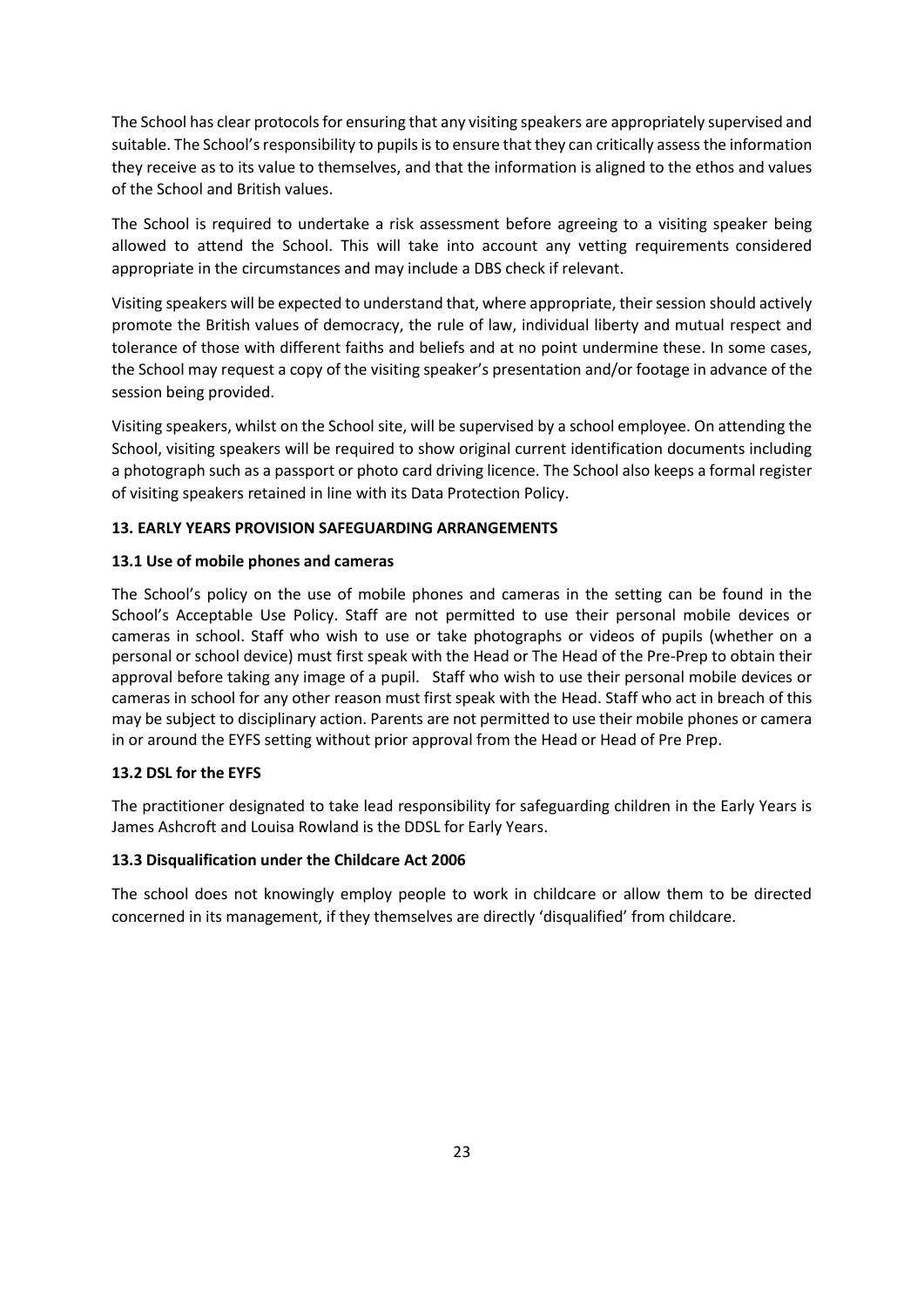The School has clear protocols for ensuring that any visiting speakers are appropriately supervised and suitable. The School's responsibility to pupils is to ensure that they can critically assess the information they receive as to its value to themselves, and that the information is aligned to the ethos and values of the School and British values.

The School is required to undertake a risk assessment before agreeing to a visiting speaker being allowed to attend the School. This will take into account any vetting requirements considered appropriate in the circumstances and may include a DBS check if relevant.

Visiting speakers will be expected to understand that, where appropriate, their session should actively promote the British values of democracy, the rule of law, individual liberty and mutual respect and tolerance of those with different faiths and beliefs and at no point undermine these. In some cases, the School may request a copy of the visiting speaker's presentation and/or footage in advance of the session being provided.

Visiting speakers, whilst on the School site, will be supervised by a school employee. On attending the School, visiting speakers will be required to show original current identification documents including a photograph such as a passport or photo card driving licence. The School also keeps a formal register of visiting speakers retained in line with its Data Protection Policy.

## 13. EARLY YEARS PROVISION SAFEGUARDING ARRANGEMENTS

### 13.1 Use of mobile phones and cameras

The School's policy on the use of mobile phones and cameras in the setting can be found in the School's Acceptable Use Policy. Staff are not permitted to use their personal mobile devices or cameras in school. Staff who wish to use or take photographs or videos of pupils (whether on a personal or school device) must first speak with the Head or The Head of the Pre-Prep to obtain their approval before taking any image of a pupil. Staff who wish to use their personal mobile devices or cameras in school for any other reason must first speak with the Head. Staff who act in breach of this may be subject to disciplinary action. Parents are not permitted to use their mobile phones or camera in or around the EYFS setting without prior approval from the Head or Head of Pre Prep.

### 13.2 DSL for the EYFS

The practitioner designated to take lead responsibility for safeguarding children in the Early Years is James Ashcroft and Louisa Rowland is the DDSL for Early Years.

### 13.3 Disqualification under the Childcare Act 2006

The school does not knowingly employ people to work in childcare or allow them to be directed concerned in its management, if they themselves are directly 'disqualified' from childcare.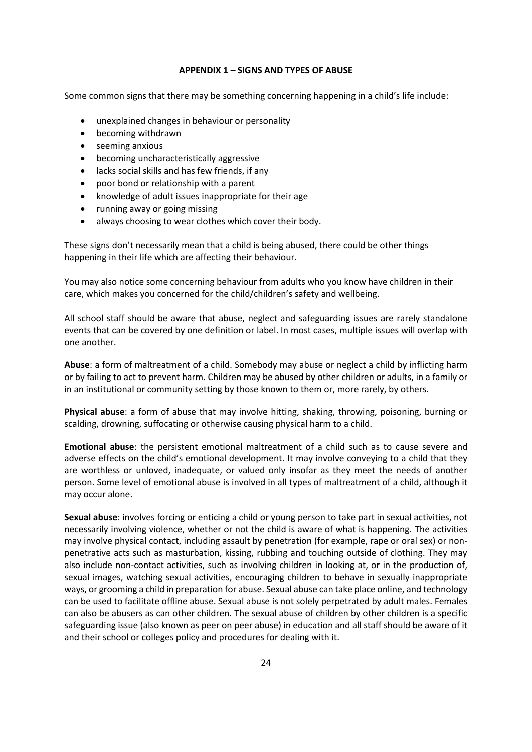## APPENDIX 1 – SIGNS AND TYPES OF ABUSE

Some common signs that there may be something concerning happening in a child's life include:

- unexplained changes in behaviour or personality
- becoming withdrawn
- seeming anxious
- becoming uncharacteristically aggressive
- lacks social skills and has few friends, if any
- poor bond or relationship with a parent
- knowledge of adult issues inappropriate for their age
- running away or going missing
- always choosing to wear clothes which cover their body.

These signs don't necessarily mean that a child is being abused, there could be other things happening in their life which are affecting their behaviour.

You may also notice some concerning behaviour from adults who you know have children in their care, which makes you concerned for the child/children's safety and wellbeing.

All school staff should be aware that abuse, neglect and safeguarding issues are rarely standalone events that can be covered by one definition or label. In most cases, multiple issues will overlap with one another.

**Abuse**: a form of maltreatment of a child. Somebody may abuse or neglect a child by inflicting harm or by failing to act to prevent harm. Children may be abused by other children or adults, in a family or in an institutional or community setting by those known to them or, more rarely, by others.

**Physical abuse**: a form of abuse that may involve hitting, shaking, throwing, poisoning, burning or scalding, drowning, suffocating or otherwise causing physical harm to a child.

**Emotional abuse**: the persistent emotional maltreatment of a child such as to cause severe and adverse effects on the child's emotional development. It may involve conveying to a child that they are worthless or unloved, inadequate, or valued only insofar as they meet the needs of another person. Some level of emotional abuse is involved in all types of maltreatment of a child, although it may occur alone.

**Sexual abuse**: involves forcing or enticing a child or young person to take part in sexual activities, not necessarily involving violence, whether or not the child is aware of what is happening. The activities may involve physical contact, including assault by penetration (for example, rape or oral sex) or non-penetrative acts such as masturbation, kissing, rubbing and touching outside of clothing. They may also include non-contact activities, such as involving children in looking at, or in the production of, sexual images, watching sexual activities, encouraging children to behave in sexually inappropriate ways, or grooming a child in preparation for abuse. Sexual abuse can take place online, and technology can be used to facilitate offline abuse. Sexual abuse is not solely perpetrated by adult males. Females can also be abusers as can other children. The sexual abuse of children by other children is a specific safeguarding issue (also known as peer on peer abuse) in education and all staff should be aware of it and their school or colleges policy and procedures for dealing with it.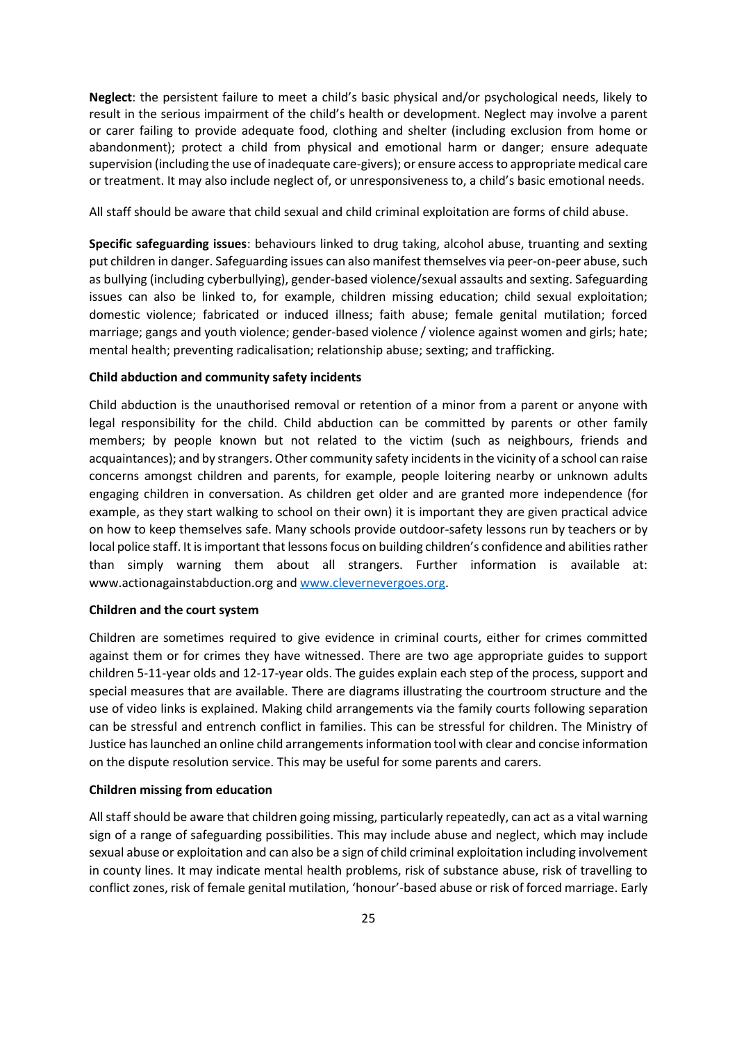**Neglect**: the persistent failure to meet a child's basic physical and/or psychological needs, likely to result in the serious impairment of the child's health or development. Neglect may involve a parent or carer failing to provide adequate food, clothing and shelter (including exclusion from home or abandonment); protect a child from physical and emotional harm or danger; ensure adequate supervision (including the use of inadequate care-givers); or ensure access to appropriate medical care or treatment. It may also include neglect of, or unresponsiveness to, a child's basic emotional needs.

All staff should be aware that child sexual and child criminal exploitation are forms of child abuse.

**Specific safeguarding issues**: behaviours linked to drug taking, alcohol abuse, truanting and sexting put children in danger. Safeguarding issues can also manifest themselves via peer-on-peer abuse, such as bullying (including cyberbullying), gender-based violence/sexual assaults and sexting. Safeguarding issues can also be linked to, for example, children missing education; child sexual exploitation; domestic violence; fabricated or induced illness; faith abuse; female genital mutilation; forced marriage; gangs and youth violence; gender-based violence / violence against women and girls; hate; mental health; preventing radicalisation; relationship abuse; sexting; and trafficking.

**Child abduction and community safety incidents**

Child abduction is the unauthorised removal or retention of a minor from a parent or anyone with legal responsibility for the child. Child abduction can be committed by parents or other family members; by people known but not related to the victim (such as neighbours, friends and acquaintances); and by strangers. Other community safety incidents in the vicinity of a school can raise concerns amongst children and parents, for example, people loitering nearby or unknown adults engaging children in conversation. As children get older and are granted more independence (for example, as they start walking to school on their own) it is important they are given practical advice on how to keep themselves safe. Many schools provide outdoor-safety lessons run by teachers or by local police staff. It is important that lessons focus on building children's confidence and abilities rather than simply warning them about all strangers. Further information is available at: www.actionagainstabduction.org and www.clevernevergoes.org.

**Children and the court system**

Children are sometimes required to give evidence in criminal courts, either for crimes committed against them or for crimes they have witnessed. There are two age appropriate guides to support children 5-11-year olds and 12-17-year olds. The guides explain each step of the process, support and special measures that are available. There are diagrams illustrating the courtroom structure and the use of video links is explained. Making child arrangements via the family courts following separation can be stressful and entrench conflict in families. This can be stressful for children. The Ministry of Justice has launched an online child arrangements information tool with clear and concise information on the dispute resolution service. This may be useful for some parents and carers.

**Children missing from education**

All staff should be aware that children going missing, particularly repeatedly, can act as a vital warning sign of a range of safeguarding possibilities. This may include abuse and neglect, which may include sexual abuse or exploitation and can also be a sign of child criminal exploitation including involvement in county lines. It may indicate mental health problems, risk of substance abuse, risk of travelling to conflict zones, risk of female genital mutilation, 'honour'-based abuse or risk of forced marriage. Early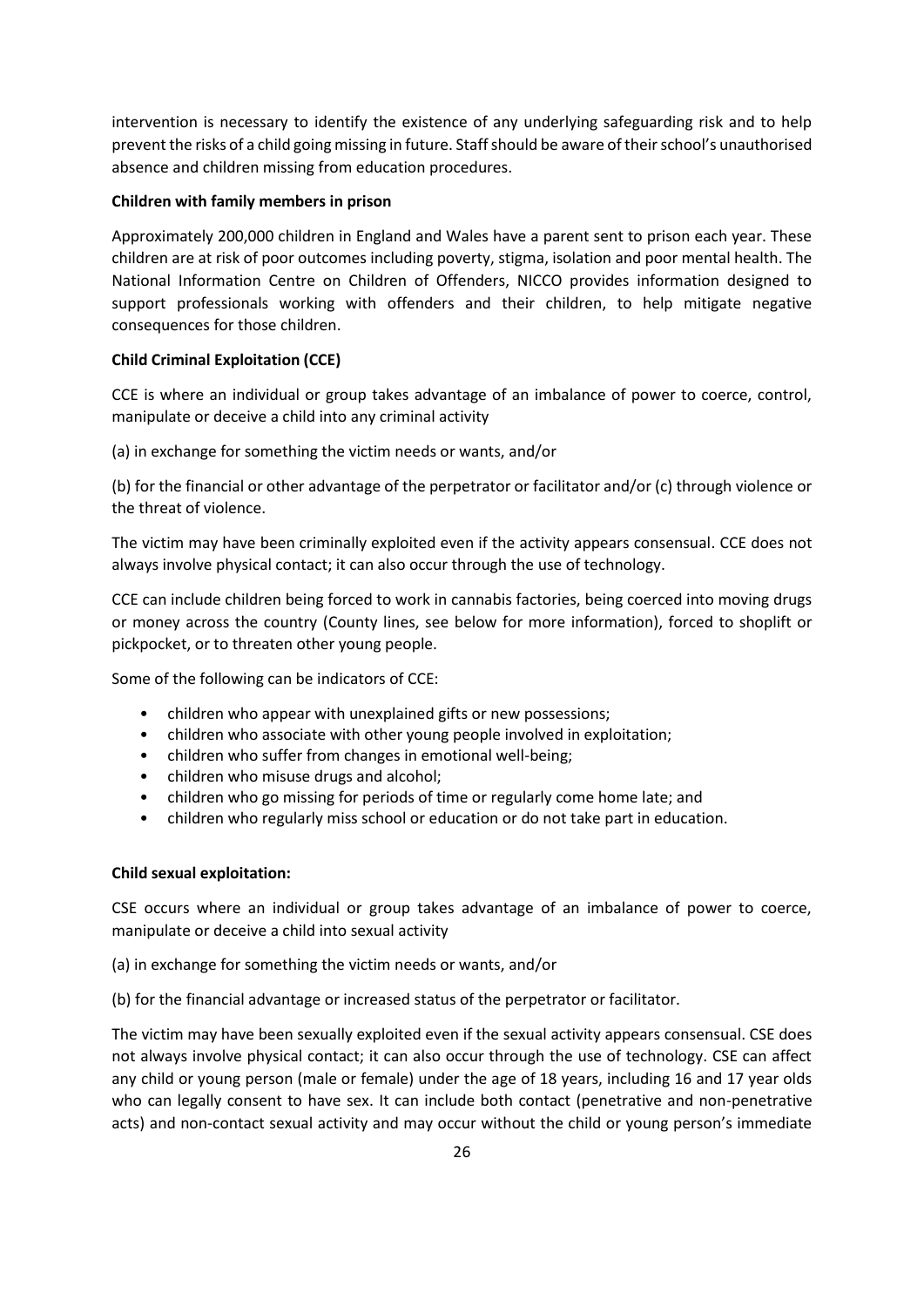intervention is necessary to identify the existence of any underlying safeguarding risk and to help prevent the risks of a child going missing in future. Staff should be aware of their school's unauthorised absence and children missing from education procedures.

**Children with family members in prison**

Approximately 200,000 children in England and Wales have a parent sent to prison each year. These children are at risk of poor outcomes including poverty, stigma, isolation and poor mental health. The National Information Centre on Children of Offenders, NICCO provides information designed to support professionals working with offenders and their children, to help mitigate negative consequences for those children.

**Child Criminal Exploitation (CCE)**

CCE is where an individual or group takes advantage of an imbalance of power to coerce, control, manipulate or deceive a child into any criminal activity

(a) in exchange for something the victim needs or wants, and/or

(b) for the financial or other advantage of the perpetrator or facilitator and/or (c) through violence or the threat of violence.

The victim may have been criminally exploited even if the activity appears consensual. CCE does not always involve physical contact; it can also occur through the use of technology.

CCE can include children being forced to work in cannabis factories, being coerced into moving drugs or money across the country (County lines, see below for more information), forced to shoplift or pickpocket, or to threaten other young people.

Some of the following can be indicators of CCE:

- children who appear with unexplained gifts or new possessions;
- children who associate with other young people involved in exploitation;
- children who suffer from changes in emotional well-being;
- children who misuse drugs and alcohol;
- children who go missing for periods of time or regularly come home late; and
- children who regularly miss school or education or do not take part in education.

**Child sexual exploitation:**

CSE occurs where an individual or group takes advantage of an imbalance of power to coerce, manipulate or deceive a child into sexual activity

(a) in exchange for something the victim needs or wants, and/or

(b) for the financial advantage or increased status of the perpetrator or facilitator.

The victim may have been sexually exploited even if the sexual activity appears consensual. CSE does not always involve physical contact; it can also occur through the use of technology. CSE can affect any child or young person (male or female) under the age of 18 years, including 16 and 17 year olds who can legally consent to have sex. It can include both contact (penetrative and non-penetrative acts) and non-contact sexual activity and may occur without the child or young person's immediate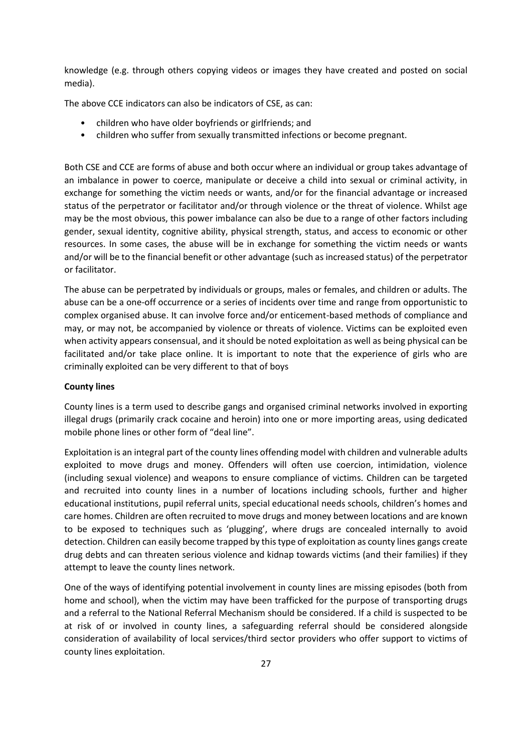knowledge (e.g. through others copying videos or images they have created and posted on social media).

The above CCE indicators can also be indicators of CSE, as can:

- children who have older boyfriends or girlfriends; and
- children who suffer from sexually transmitted infections or become pregnant.

Both CSE and CCE are forms of abuse and both occur where an individual or group takes advantage of an imbalance in power to coerce, manipulate or deceive a child into sexual or criminal activity, in exchange for something the victim needs or wants, and/or for the financial advantage or increased status of the perpetrator or facilitator and/or through violence or the threat of violence. Whilst age may be the most obvious, this power imbalance can also be due to a range of other factors including gender, sexual identity, cognitive ability, physical strength, status, and access to economic or other resources. In some cases, the abuse will be in exchange for something the victim needs or wants and/or will be to the financial benefit or other advantage (such as increased status) of the perpetrator or facilitator.

The abuse can be perpetrated by individuals or groups, males or females, and children or adults. The abuse can be a one-off occurrence or a series of incidents over time and range from opportunistic to complex organised abuse. It can involve force and/or enticement-based methods of compliance and may, or may not, be accompanied by violence or threats of violence. Victims can be exploited even when activity appears consensual, and it should be noted exploitation as well as being physical can be facilitated and/or take place online. It is important to note that the experience of girls who are criminally exploited can be very different to that of boys

**County lines**

County lines is a term used to describe gangs and organised criminal networks involved in exporting illegal drugs (primarily crack cocaine and heroin) into one or more importing areas, using dedicated mobile phone lines or other form of "deal line".

Exploitation is an integral part of the county lines offending model with children and vulnerable adults exploited to move drugs and money. Offenders will often use coercion, intimidation, violence (including sexual violence) and weapons to ensure compliance of victims. Children can be targeted and recruited into county lines in a number of locations including schools, further and higher educational institutions, pupil referral units, special educational needs schools, children's homes and care homes. Children are often recruited to move drugs and money between locations and are known to be exposed to techniques such as 'plugging', where drugs are concealed internally to avoid detection. Children can easily become trapped by this type of exploitation as county lines gangs create drug debts and can threaten serious violence and kidnap towards victims (and their families) if they attempt to leave the county lines network.

One of the ways of identifying potential involvement in county lines are missing episodes (both from home and school), when the victim may have been trafficked for the purpose of transporting drugs and a referral to the National Referral Mechanism should be considered. If a child is suspected to be at risk of or involved in county lines, a safeguarding referral should be considered alongside consideration of availability of local services/third sector providers who offer support to victims of county lines exploitation.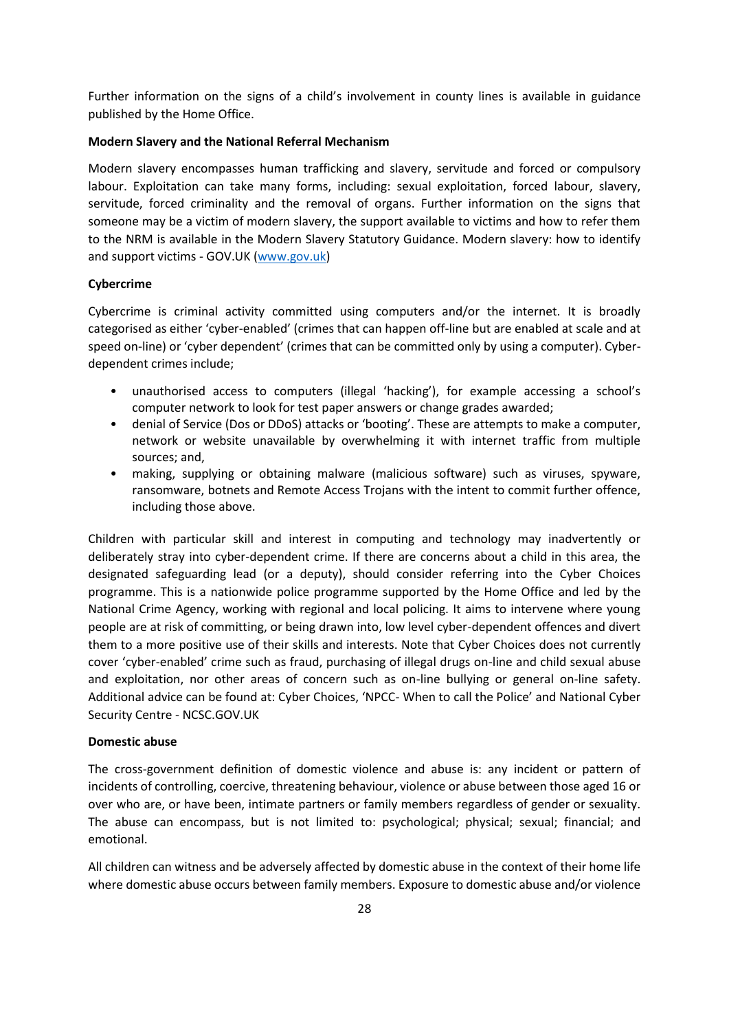Further information on the signs of a child's involvement in county lines is available in guidance published by the Home Office.

**Modern Slavery and the National Referral Mechanism**

Modern slavery encompasses human trafficking and slavery, servitude and forced or compulsory labour. Exploitation can take many forms, including: sexual exploitation, forced labour, slavery, servitude, forced criminality and the removal of organs. Further information on the signs that someone may be a victim of modern slavery, the support available to victims and how to refer them to the NRM is available in the Modern Slavery Statutory Guidance. Modern slavery: how to identify and support victims - GOV.UK (www.gov.uk)

**Cybercrime**

Cybercrime is criminal activity committed using computers and/or the internet. It is broadly categorised as either 'cyber-enabled' (crimes that can happen off-line but are enabled at scale and at speed on-line) or 'cyber dependent' (crimes that can be committed only by using a computer). Cyber-dependent crimes include;

- unauthorised access to computers (illegal 'hacking'), for example accessing a school's computer network to look for test paper answers or change grades awarded;
- denial of Service (Dos or DDoS) attacks or 'booting'. These are attempts to make a computer, network or website unavailable by overwhelming it with internet traffic from multiple sources; and,
- making, supplying or obtaining malware (malicious software) such as viruses, spyware, ransomware, botnets and Remote Access Trojans with the intent to commit further offence, including those above.

Children with particular skill and interest in computing and technology may inadvertently or deliberately stray into cyber-dependent crime. If there are concerns about a child in this area, the designated safeguarding lead (or a deputy), should consider referring into the Cyber Choices programme. This is a nationwide police programme supported by the Home Office and led by the National Crime Agency, working with regional and local policing. It aims to intervene where young people are at risk of committing, or being drawn into, low level cyber-dependent offences and divert them to a more positive use of their skills and interests. Note that Cyber Choices does not currently cover 'cyber-enabled' crime such as fraud, purchasing of illegal drugs on-line and child sexual abuse and exploitation, nor other areas of concern such as on-line bullying or general on-line safety. Additional advice can be found at: Cyber Choices, 'NPCC- When to call the Police' and National Cyber Security Centre - NCSC.GOV.UK

**Domestic abuse**

The cross-government definition of domestic violence and abuse is: any incident or pattern of incidents of controlling, coercive, threatening behaviour, violence or abuse between those aged 16 or over who are, or have been, intimate partners or family members regardless of gender or sexuality. The abuse can encompass, but is not limited to: psychological; physical; sexual; financial; and emotional.

All children can witness and be adversely affected by domestic abuse in the context of their home life where domestic abuse occurs between family members. Exposure to domestic abuse and/or violence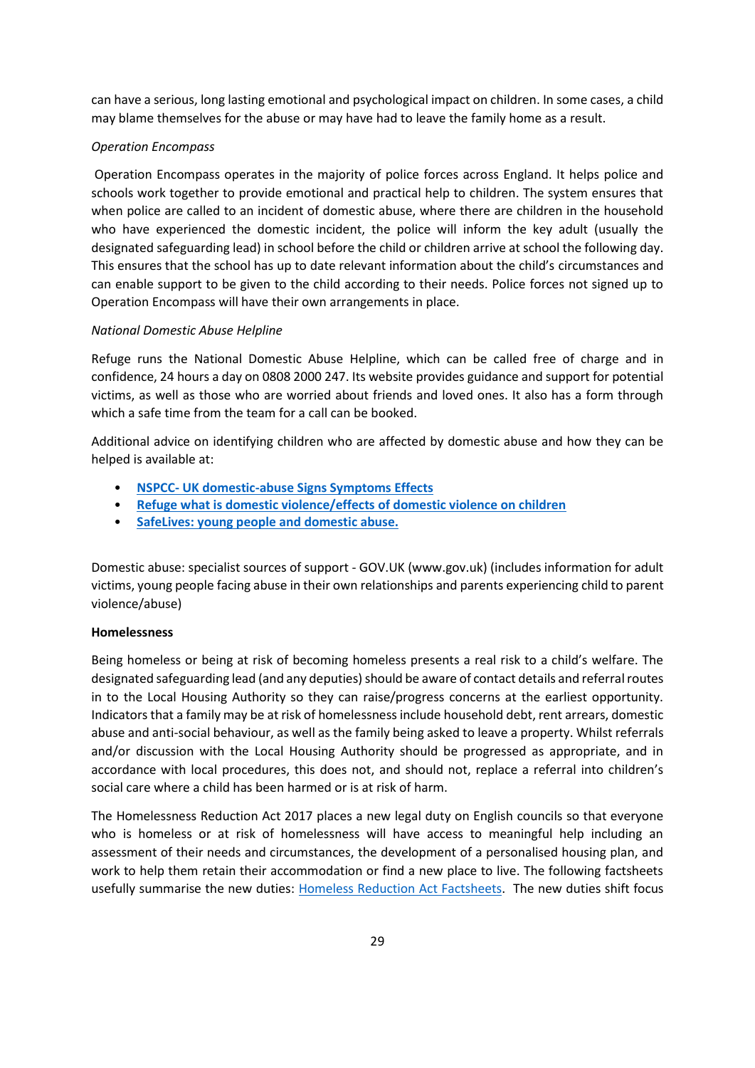can have a serious, long lasting emotional and psychological impact on children. In some cases, a child may blame themselves for the abuse or may have had to leave the family home as a result.

*Operation Encompass*

Operation Encompass operates in the majority of police forces across England. It helps police and schools work together to provide emotional and practical help to children. The system ensures that when police are called to an incident of domestic abuse, where there are children in the household who have experienced the domestic incident, the police will inform the key adult (usually the designated safeguarding lead) in school before the child or children arrive at school the following day. This ensures that the school has up to date relevant information about the child's circumstances and can enable support to be given to the child according to their needs. Police forces not signed up to Operation Encompass will have their own arrangements in place.

*National Domestic Abuse Helpline*

Refuge runs the National Domestic Abuse Helpline, which can be called free of charge and in confidence, 24 hours a day on 0808 2000 247. Its website provides guidance and support for potential victims, as well as those who are worried about friends and loved ones. It also has a form through which a safe time from the team for a call can be booked.

Additional advice on identifying children who are affected by domestic abuse and how they can be helped is available at:

- **NSPCC- UK domestic-abuse Signs Symptoms Effects**
- **Refuge what is domestic violence/effects of domestic violence on children**
- **SafeLives: young people and domestic abuse.**

Domestic abuse: specialist sources of support - GOV.UK (www.gov.uk) (includes information for adult victims, young people facing abuse in their own relationships and parents experiencing child to parent violence/abuse)

**Homelessness**

Being homeless or being at risk of becoming homeless presents a real risk to a child's welfare. The designated safeguarding lead (and any deputies) should be aware of contact details and referral routes in to the Local Housing Authority so they can raise/progress concerns at the earliest opportunity. Indicators that a family may be at risk of homelessness include household debt, rent arrears, domestic abuse and anti-social behaviour, as well as the family being asked to leave a property. Whilst referrals and/or discussion with the Local Housing Authority should be progressed as appropriate, and in accordance with local procedures, this does not, and should not, replace a referral into children's social care where a child has been harmed or is at risk of harm.

The Homelessness Reduction Act 2017 places a new legal duty on English councils so that everyone who is homeless or at risk of homelessness will have access to meaningful help including an assessment of their needs and circumstances, the development of a personalised housing plan, and work to help them retain their accommodation or find a new place to live. The following factsheets usefully summarise the new duties: Homeless Reduction Act Factsheets. The new duties shift focus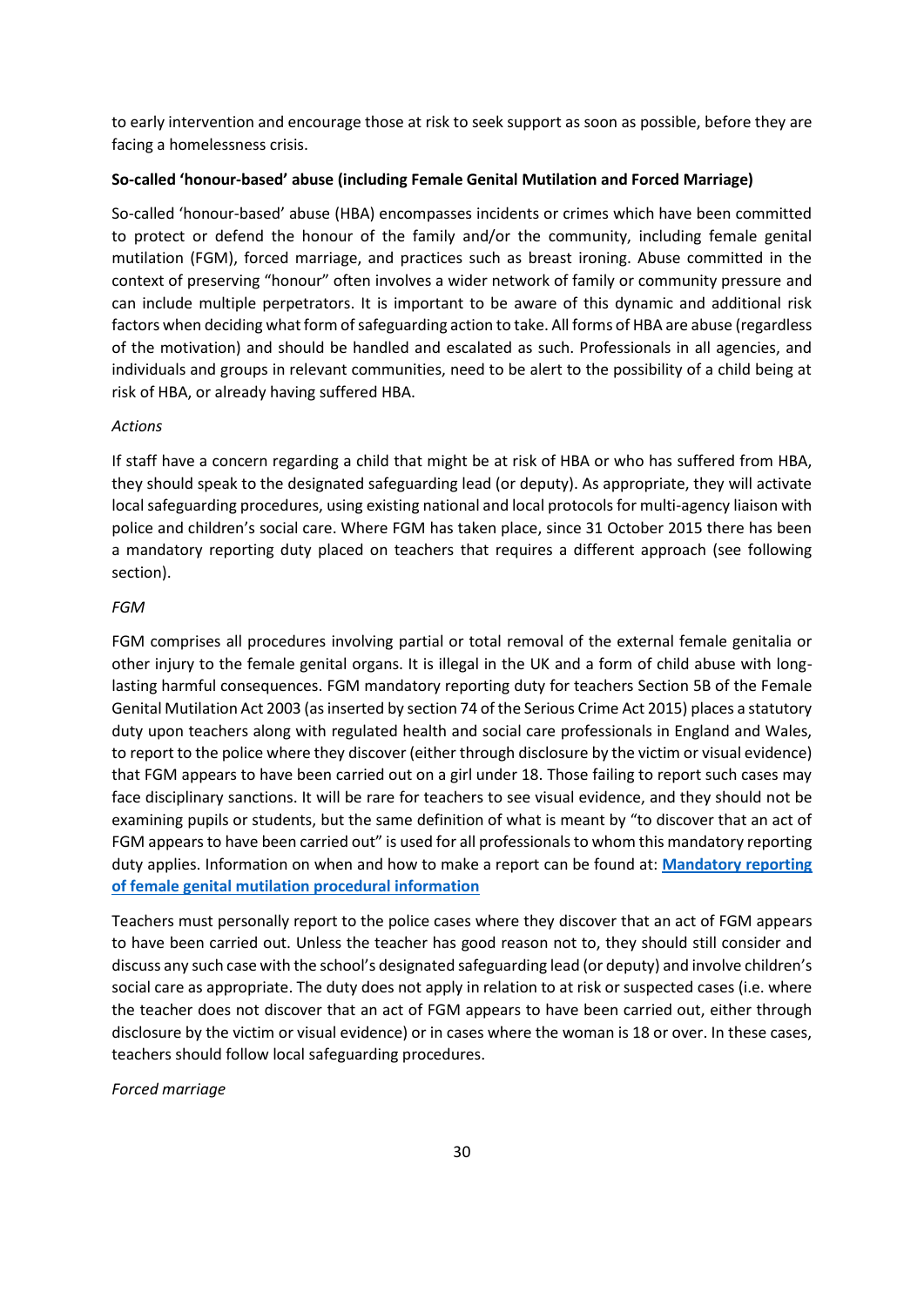to early intervention and encourage those at risk to seek support as soon as possible, before they are facing a homelessness crisis.

**So-called 'honour-based' abuse (including Female Genital Mutilation and Forced Marriage)**

So-called 'honour-based' abuse (HBA) encompasses incidents or crimes which have been committed to protect or defend the honour of the family and/or the community, including female genital mutilation (FGM), forced marriage, and practices such as breast ironing. Abuse committed in the context of preserving "honour" often involves a wider network of family or community pressure and can include multiple perpetrators. It is important to be aware of this dynamic and additional risk factors when deciding what form of safeguarding action to take. All forms of HBA are abuse (regardless of the motivation) and should be handled and escalated as such. Professionals in all agencies, and individuals and groups in relevant communities, need to be alert to the possibility of a child being at risk of HBA, or already having suffered HBA.

*Actions*

If staff have a concern regarding a child that might be at risk of HBA or who has suffered from HBA, they should speak to the designated safeguarding lead (or deputy). As appropriate, they will activate local safeguarding procedures, using existing national and local protocols for multi-agency liaison with police and children's social care. Where FGM has taken place, since 31 October 2015 there has been a mandatory reporting duty placed on teachers that requires a different approach (see following section).

*FGM*

FGM comprises all procedures involving partial or total removal of the external female genitalia or other injury to the female genital organs. It is illegal in the UK and a form of child abuse with long-lasting harmful consequences. FGM mandatory reporting duty for teachers Section 5B of the Female Genital Mutilation Act 2003 (as inserted by section 74 of the Serious Crime Act 2015) places a statutory duty upon teachers along with regulated health and social care professionals in England and Wales, to report to the police where they discover (either through disclosure by the victim or visual evidence) that FGM appears to have been carried out on a girl under 18. Those failing to report such cases may face disciplinary sanctions. It will be rare for teachers to see visual evidence, and they should not be examining pupils or students, but the same definition of what is meant by "to discover that an act of FGM appears to have been carried out" is used for all professionals to whom this mandatory reporting duty applies. Information on when and how to make a report can be found at: **[Mandatory reporting of female genital mutilation procedural information]**

Teachers must personally report to the police cases where they discover that an act of FGM appears to have been carried out. Unless the teacher has good reason not to, they should still consider and discuss any such case with the school's designated safeguarding lead (or deputy) and involve children's social care as appropriate. The duty does not apply in relation to at risk or suspected cases (i.e. where the teacher does not discover that an act of FGM appears to have been carried out, either through disclosure by the victim or visual evidence) or in cases where the woman is 18 or over. In these cases, teachers should follow local safeguarding procedures.

*Forced marriage*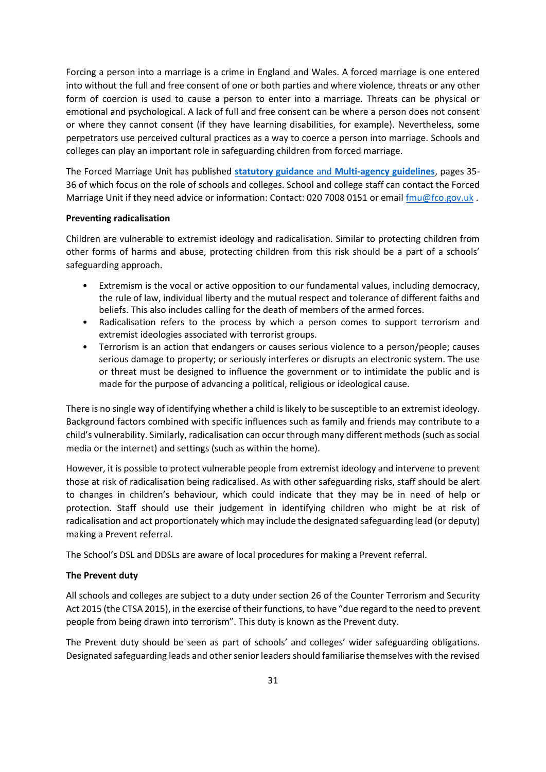Forcing a person into a marriage is a crime in England and Wales. A forced marriage is one entered into without the full and free consent of one or both parties and where violence, threats or any other form of coercion is used to cause a person to enter into a marriage. Threats can be physical or emotional and psychological. A lack of full and free consent can be where a person does not consent or where they cannot consent (if they have learning disabilities, for example). Nevertheless, some perpetrators use perceived cultural practices as a way to coerce a person into marriage. Schools and colleges can play an important role in safeguarding children from forced marriage.

The Forced Marriage Unit has published **statutory guidance and Multi-agency guidelines**, pages 35-36 of which focus on the role of schools and colleges. School and college staff can contact the Forced Marriage Unit if they need advice or information: Contact: 020 7008 0151 or email fmu@fco.gov.uk .

**Preventing radicalisation**

Children are vulnerable to extremist ideology and radicalisation. Similar to protecting children from other forms of harms and abuse, protecting children from this risk should be a part of a schools' safeguarding approach.

- Extremism is the vocal or active opposition to our fundamental values, including democracy, the rule of law, individual liberty and the mutual respect and tolerance of different faiths and beliefs. This also includes calling for the death of members of the armed forces.
- Radicalisation refers to the process by which a person comes to support terrorism and extremist ideologies associated with terrorist groups.
- Terrorism is an action that endangers or causes serious violence to a person/people; causes serious damage to property; or seriously interferes or disrupts an electronic system. The use or threat must be designed to influence the government or to intimidate the public and is made for the purpose of advancing a political, religious or ideological cause.

There is no single way of identifying whether a child is likely to be susceptible to an extremist ideology. Background factors combined with specific influences such as family and friends may contribute to a child's vulnerability. Similarly, radicalisation can occur through many different methods (such as social media or the internet) and settings (such as within the home).

However, it is possible to protect vulnerable people from extremist ideology and intervene to prevent those at risk of radicalisation being radicalised. As with other safeguarding risks, staff should be alert to changes in children's behaviour, which could indicate that they may be in need of help or protection. Staff should use their judgement in identifying children who might be at risk of radicalisation and act proportionately which may include the designated safeguarding lead (or deputy) making a Prevent referral.

The School's DSL and DDSLs are aware of local procedures for making a Prevent referral.

**The Prevent duty**

All schools and colleges are subject to a duty under section 26 of the Counter Terrorism and Security Act 2015 (the CTSA 2015), in the exercise of their functions, to have "due regard to the need to prevent people from being drawn into terrorism". This duty is known as the Prevent duty.

The Prevent duty should be seen as part of schools' and colleges' wider safeguarding obligations. Designated safeguarding leads and other senior leaders should familiarise themselves with the revised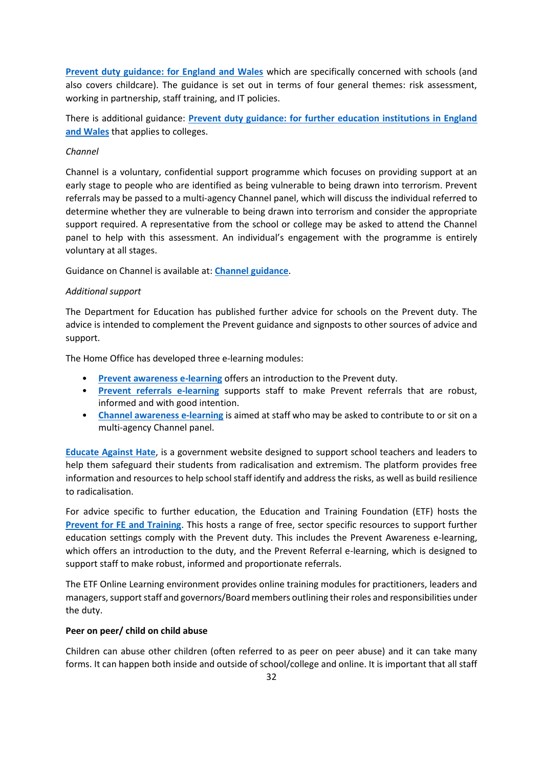**Prevent duty guidance: for England and Wales** which are specifically concerned with schools (and also covers childcare). The guidance is set out in terms of four general themes: risk assessment, working in partnership, staff training, and IT policies.

There is additional guidance: **Prevent duty guidance: for further education institutions in England and Wales** that applies to colleges.

*Channel*

Channel is a voluntary, confidential support programme which focuses on providing support at an early stage to people who are identified as being vulnerable to being drawn into terrorism. Prevent referrals may be passed to a multi-agency Channel panel, which will discuss the individual referred to determine whether they are vulnerable to being drawn into terrorism and consider the appropriate support required. A representative from the school or college may be asked to attend the Channel panel to help with this assessment. An individual's engagement with the programme is entirely voluntary at all stages.

Guidance on Channel is available at: **Channel guidance**.

*Additional support*

The Department for Education has published further advice for schools on the Prevent duty. The advice is intended to complement the Prevent guidance and signposts to other sources of advice and support.

The Home Office has developed three e-learning modules:

- **Prevent awareness e-learning** offers an introduction to the Prevent duty.
- **Prevent referrals e-learning** supports staff to make Prevent referrals that are robust, informed and with good intention.
- **Channel awareness e-learning** is aimed at staff who may be asked to contribute to or sit on a multi-agency Channel panel.

**Educate Against Hate**, is a government website designed to support school teachers and leaders to help them safeguard their students from radicalisation and extremism. The platform provides free information and resources to help school staff identify and address the risks, as well as build resilience to radicalisation.

For advice specific to further education, the Education and Training Foundation (ETF) hosts the **Prevent for FE and Training**. This hosts a range of free, sector specific resources to support further education settings comply with the Prevent duty. This includes the Prevent Awareness e-learning, which offers an introduction to the duty, and the Prevent Referral e-learning, which is designed to support staff to make robust, informed and proportionate referrals.

The ETF Online Learning environment provides online training modules for practitioners, leaders and managers, support staff and governors/Board members outlining their roles and responsibilities under the duty.

**Peer on peer/ child on child abuse**

Children can abuse other children (often referred to as peer on peer abuse) and it can take many forms. It can happen both inside and outside of school/college and online. It is important that all staff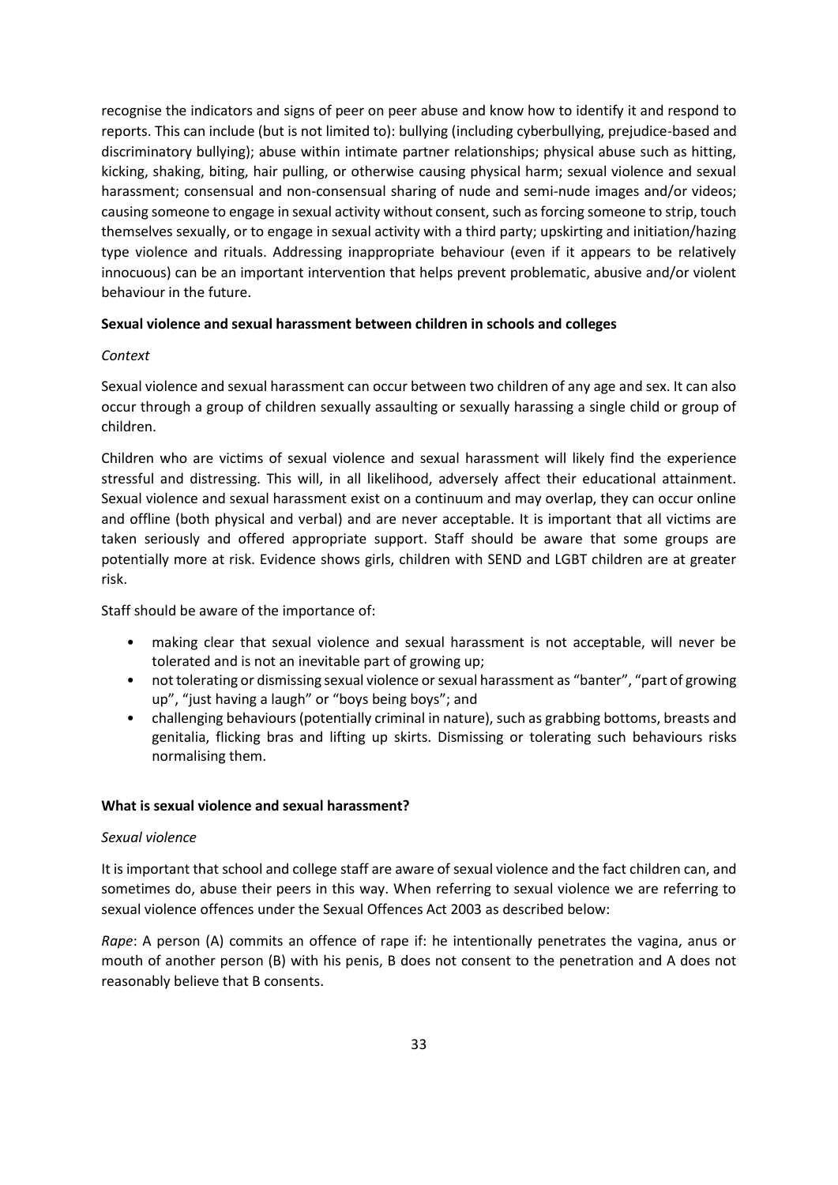recognise the indicators and signs of peer on peer abuse and know how to identify it and respond to reports. This can include (but is not limited to): bullying (including cyberbullying, prejudice-based and discriminatory bullying); abuse within intimate partner relationships; physical abuse such as hitting, kicking, shaking, biting, hair pulling, or otherwise causing physical harm; sexual violence and sexual harassment; consensual and non-consensual sharing of nude and semi-nude images and/or videos; causing someone to engage in sexual activity without consent, such as forcing someone to strip, touch themselves sexually, or to engage in sexual activity with a third party; upskirting and initiation/hazing type violence and rituals. Addressing inappropriate behaviour (even if it appears to be relatively innocuous) can be an important intervention that helps prevent problematic, abusive and/or violent behaviour in the future.

**Sexual violence and sexual harassment between children in schools and colleges**

*Context*

Sexual violence and sexual harassment can occur between two children of any age and sex. It can also occur through a group of children sexually assaulting or sexually harassing a single child or group of children.

Children who are victims of sexual violence and sexual harassment will likely find the experience stressful and distressing. This will, in all likelihood, adversely affect their educational attainment. Sexual violence and sexual harassment exist on a continuum and may overlap, they can occur online and offline (both physical and verbal) and are never acceptable. It is important that all victims are taken seriously and offered appropriate support. Staff should be aware that some groups are potentially more at risk. Evidence shows girls, children with SEND and LGBT children are at greater risk.

Staff should be aware of the importance of:

- making clear that sexual violence and sexual harassment is not acceptable, will never be tolerated and is not an inevitable part of growing up;
- not tolerating or dismissing sexual violence or sexual harassment as "banter", "part of growing up", "just having a laugh" or "boys being boys"; and
- challenging behaviours (potentially criminal in nature), such as grabbing bottoms, breasts and genitalia, flicking bras and lifting up skirts. Dismissing or tolerating such behaviours risks normalising them.

**What is sexual violence and sexual harassment?**

*Sexual violence*

It is important that school and college staff are aware of sexual violence and the fact children can, and sometimes do, abuse their peers in this way. When referring to sexual violence we are referring to sexual violence offences under the Sexual Offences Act 2003 as described below:

*Rape*: A person (A) commits an offence of rape if: he intentionally penetrates the vagina, anus or mouth of another person (B) with his penis, B does not consent to the penetration and A does not reasonably believe that B consents.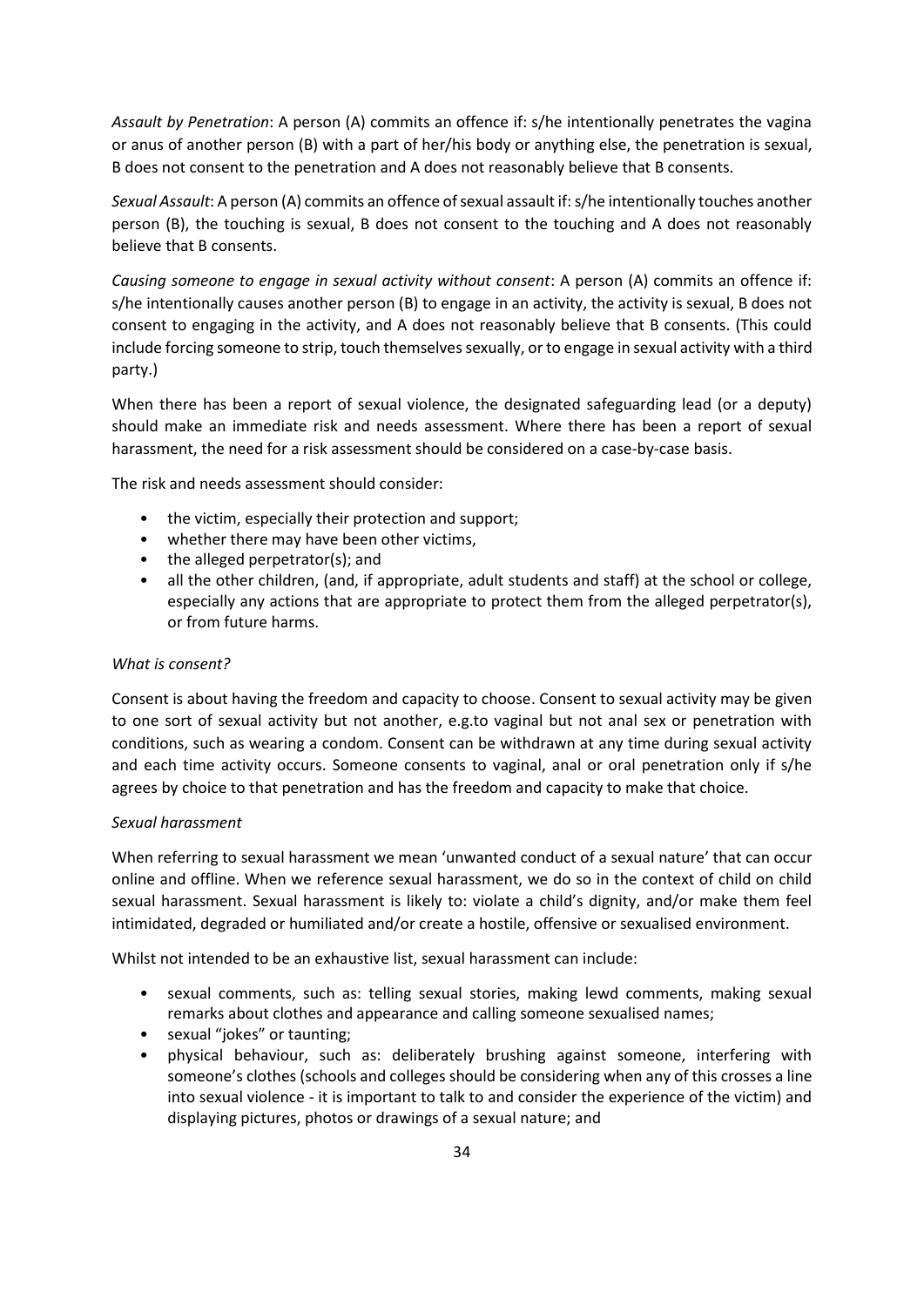*Assault by Penetration*: A person (A) commits an offence if: s/he intentionally penetrates the vagina or anus of another person (B) with a part of her/his body or anything else, the penetration is sexual, B does not consent to the penetration and A does not reasonably believe that B consents.

*Sexual Assault*: A person (A) commits an offence of sexual assault if: s/he intentionally touches another person (B), the touching is sexual, B does not consent to the touching and A does not reasonably believe that B consents.

*Causing someone to engage in sexual activity without consent*: A person (A) commits an offence if: s/he intentionally causes another person (B) to engage in an activity, the activity is sexual, B does not consent to engaging in the activity, and A does not reasonably believe that B consents. (This could include forcing someone to strip, touch themselves sexually, or to engage in sexual activity with a third party.)

When there has been a report of sexual violence, the designated safeguarding lead (or a deputy) should make an immediate risk and needs assessment. Where there has been a report of sexual harassment, the need for a risk assessment should be considered on a case-by-case basis.

The risk and needs assessment should consider:

- the victim, especially their protection and support;
- whether there may have been other victims,
- the alleged perpetrator(s); and
- all the other children, (and, if appropriate, adult students and staff) at the school or college, especially any actions that are appropriate to protect them from the alleged perpetrator(s), or from future harms.

*What is consent?*

Consent is about having the freedom and capacity to choose. Consent to sexual activity may be given to one sort of sexual activity but not another, e.g.to vaginal but not anal sex or penetration with conditions, such as wearing a condom. Consent can be withdrawn at any time during sexual activity and each time activity occurs. Someone consents to vaginal, anal or oral penetration only if s/he agrees by choice to that penetration and has the freedom and capacity to make that choice.

*Sexual harassment*

When referring to sexual harassment we mean 'unwanted conduct of a sexual nature' that can occur online and offline. When we reference sexual harassment, we do so in the context of child on child sexual harassment. Sexual harassment is likely to: violate a child's dignity, and/or make them feel intimidated, degraded or humiliated and/or create a hostile, offensive or sexualised environment.

Whilst not intended to be an exhaustive list, sexual harassment can include:

- sexual comments, such as: telling sexual stories, making lewd comments, making sexual remarks about clothes and appearance and calling someone sexualised names;
- sexual "jokes" or taunting;
- physical behaviour, such as: deliberately brushing against someone, interfering with someone's clothes (schools and colleges should be considering when any of this crosses a line into sexual violence - it is important to talk to and consider the experience of the victim) and displaying pictures, photos or drawings of a sexual nature; and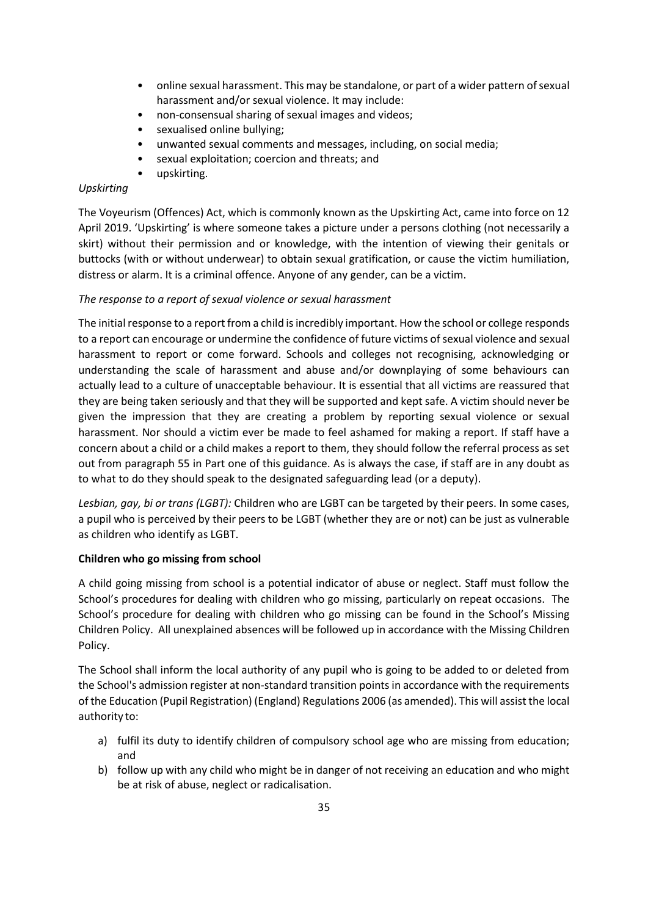- online sexual harassment. This may be standalone, or part of a wider pattern of sexual harassment and/or sexual violence. It may include:
- non-consensual sharing of sexual images and videos;
- sexualised online bullying;
- unwanted sexual comments and messages, including, on social media;
- sexual exploitation; coercion and threats; and
- upskirting.

*Upskirting*

The Voyeurism (Offences) Act, which is commonly known as the Upskirting Act, came into force on 12 April 2019. 'Upskirting' is where someone takes a picture under a persons clothing (not necessarily a skirt) without their permission and or knowledge, with the intention of viewing their genitals or buttocks (with or without underwear) to obtain sexual gratification, or cause the victim humiliation, distress or alarm. It is a criminal offence. Anyone of any gender, can be a victim.

*The response to a report of sexual violence or sexual harassment*

The initial response to a report from a child is incredibly important. How the school or college responds to a report can encourage or undermine the confidence of future victims of sexual violence and sexual harassment to report or come forward. Schools and colleges not recognising, acknowledging or understanding the scale of harassment and abuse and/or downplaying of some behaviours can actually lead to a culture of unacceptable behaviour. It is essential that all victims are reassured that they are being taken seriously and that they will be supported and kept safe. A victim should never be given the impression that they are creating a problem by reporting sexual violence or sexual harassment. Nor should a victim ever be made to feel ashamed for making a report. If staff have a concern about a child or a child makes a report to them, they should follow the referral process as set out from paragraph 55 in Part one of this guidance. As is always the case, if staff are in any doubt as to what to do they should speak to the designated safeguarding lead (or a deputy).

*Lesbian, gay, bi or trans (LGBT):* Children who are LGBT can be targeted by their peers. In some cases, a pupil who is perceived by their peers to be LGBT (whether they are or not) can be just as vulnerable as children who identify as LGBT.

**Children who go missing from school**

A child going missing from school is a potential indicator of abuse or neglect. Staff must follow the School's procedures for dealing with children who go missing, particularly on repeat occasions. The School's procedure for dealing with children who go missing can be found in the School's Missing Children Policy. All unexplained absences will be followed up in accordance with the Missing Children Policy.

The School shall inform the local authority of any pupil who is going to be added to or deleted from the School's admission register at non-standard transition points in accordance with the requirements of the Education (Pupil Registration) (England) Regulations 2006 (as amended). This will assist the local authority to:

a) fulfil its duty to identify children of compulsory school age who are missing from education; and
b) follow up with any child who might be in danger of not receiving an education and who might be at risk of abuse, neglect or radicalisation.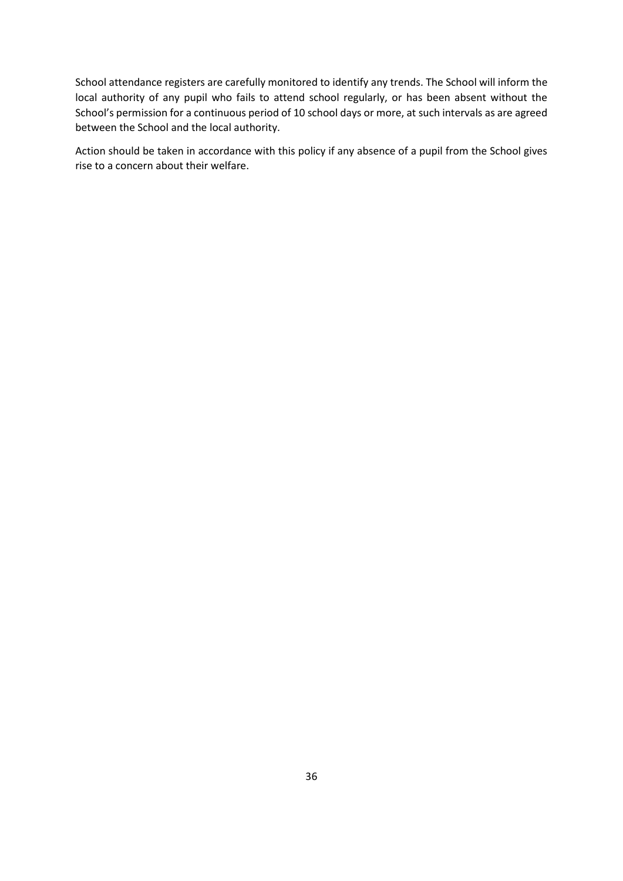School attendance registers are carefully monitored to identify any trends. The School will inform the local authority of any pupil who fails to attend school regularly, or has been absent without the School's permission for a continuous period of 10 school days or more, at such intervals as are agreed between the School and the local authority.

Action should be taken in accordance with this policy if any absence of a pupil from the School gives rise to a concern about their welfare.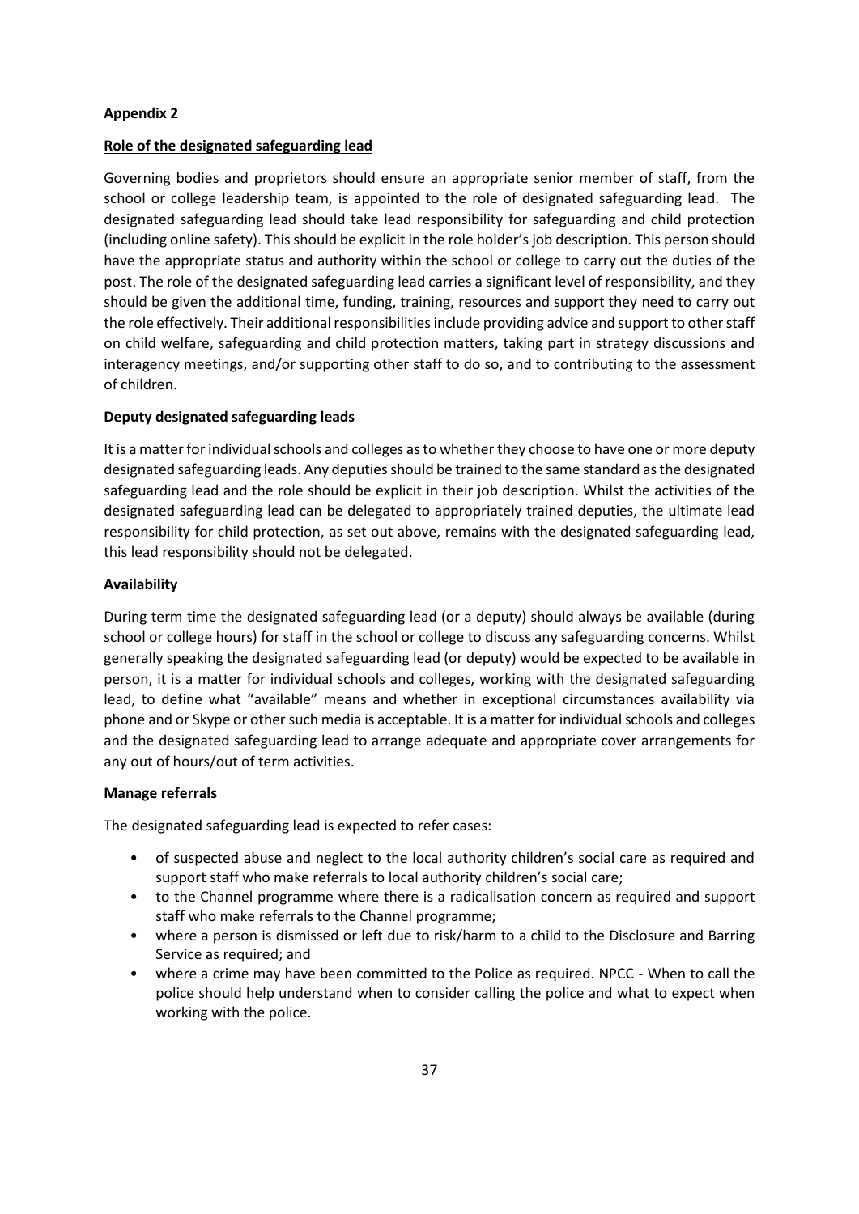**Appendix 2**

**Role of the designated safeguarding lead**

Governing bodies and proprietors should ensure an appropriate senior member of staff, from the school or college leadership team, is appointed to the role of designated safeguarding lead. The designated safeguarding lead should take lead responsibility for safeguarding and child protection (including online safety). This should be explicit in the role holder's job description. This person should have the appropriate status and authority within the school or college to carry out the duties of the post. The role of the designated safeguarding lead carries a significant level of responsibility, and they should be given the additional time, funding, training, resources and support they need to carry out the role effectively. Their additional responsibilities include providing advice and support to other staff on child welfare, safeguarding and child protection matters, taking part in strategy discussions and interagency meetings, and/or supporting other staff to do so, and to contributing to the assessment of children.

**Deputy designated safeguarding leads**

It is a matter for individual schools and colleges as to whether they choose to have one or more deputy designated safeguarding leads. Any deputies should be trained to the same standard as the designated safeguarding lead and the role should be explicit in their job description. Whilst the activities of the designated safeguarding lead can be delegated to appropriately trained deputies, the ultimate lead responsibility for child protection, as set out above, remains with the designated safeguarding lead, this lead responsibility should not be delegated.

**Availability**

During term time the designated safeguarding lead (or a deputy) should always be available (during school or college hours) for staff in the school or college to discuss any safeguarding concerns. Whilst generally speaking the designated safeguarding lead (or deputy) would be expected to be available in person, it is a matter for individual schools and colleges, working with the designated safeguarding lead, to define what "available" means and whether in exceptional circumstances availability via phone and or Skype or other such media is acceptable. It is a matter for individual schools and colleges and the designated safeguarding lead to arrange adequate and appropriate cover arrangements for any out of hours/out of term activities.

**Manage referrals**

The designated safeguarding lead is expected to refer cases:

- of suspected abuse and neglect to the local authority children's social care as required and support staff who make referrals to local authority children's social care;
- to the Channel programme where there is a radicalisation concern as required and support staff who make referrals to the Channel programme;
- where a person is dismissed or left due to risk/harm to a child to the Disclosure and Barring Service as required; and
- where a crime may have been committed to the Police as required. NPCC - When to call the police should help understand when to consider calling the police and what to expect when working with the police.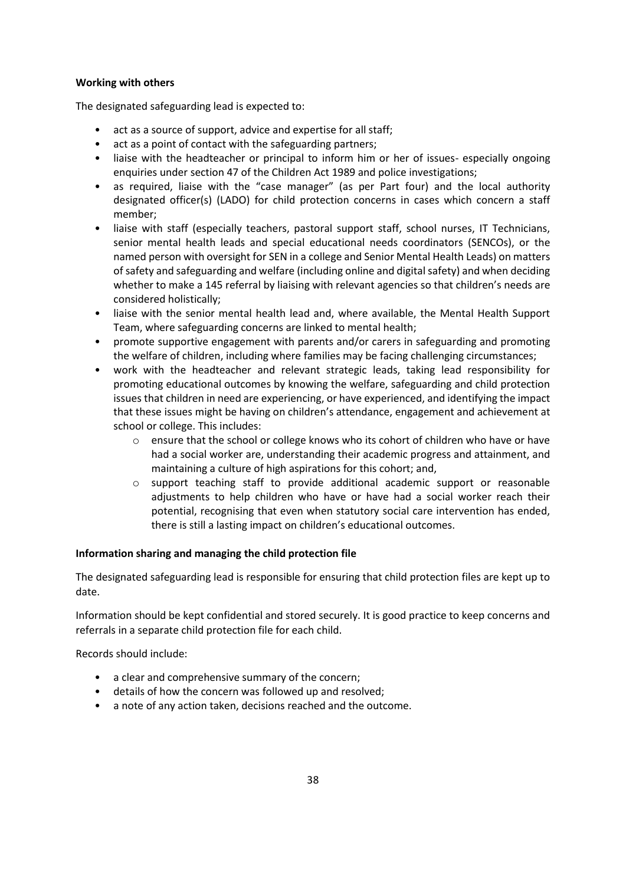**Working with others**

The designated safeguarding lead is expected to:

- act as a source of support, advice and expertise for all staff;
- act as a point of contact with the safeguarding partners;
- liaise with the headteacher or principal to inform him or her of issues- especially ongoing enquiries under section 47 of the Children Act 1989 and police investigations;
- as required, liaise with the "case manager" (as per Part four) and the local authority designated officer(s) (LADO) for child protection concerns in cases which concern a staff member;
- liaise with staff (especially teachers, pastoral support staff, school nurses, IT Technicians, senior mental health leads and special educational needs coordinators (SENCOs), or the named person with oversight for SEN in a college and Senior Mental Health Leads) on matters of safety and safeguarding and welfare (including online and digital safety) and when deciding whether to make a 145 referral by liaising with relevant agencies so that children's needs are considered holistically;
- liaise with the senior mental health lead and, where available, the Mental Health Support Team, where safeguarding concerns are linked to mental health;
- promote supportive engagement with parents and/or carers in safeguarding and promoting the welfare of children, including where families may be facing challenging circumstances;
- work with the headteacher and relevant strategic leads, taking lead responsibility for promoting educational outcomes by knowing the welfare, safeguarding and child protection issues that children in need are experiencing, or have experienced, and identifying the impact that these issues might be having on children's attendance, engagement and achievement at school or college. This includes:
  - ensure that the school or college knows who its cohort of children who have or have had a social worker are, understanding their academic progress and attainment, and maintaining a culture of high aspirations for this cohort; and,
  - support teaching staff to provide additional academic support or reasonable adjustments to help children who have or have had a social worker reach their potential, recognising that even when statutory social care intervention has ended, there is still a lasting impact on children's educational outcomes.

**Information sharing and managing the child protection file**

The designated safeguarding lead is responsible for ensuring that child protection files are kept up to date.

Information should be kept confidential and stored securely. It is good practice to keep concerns and referrals in a separate child protection file for each child.

Records should include:

- a clear and comprehensive summary of the concern;
- details of how the concern was followed up and resolved;
- a note of any action taken, decisions reached and the outcome.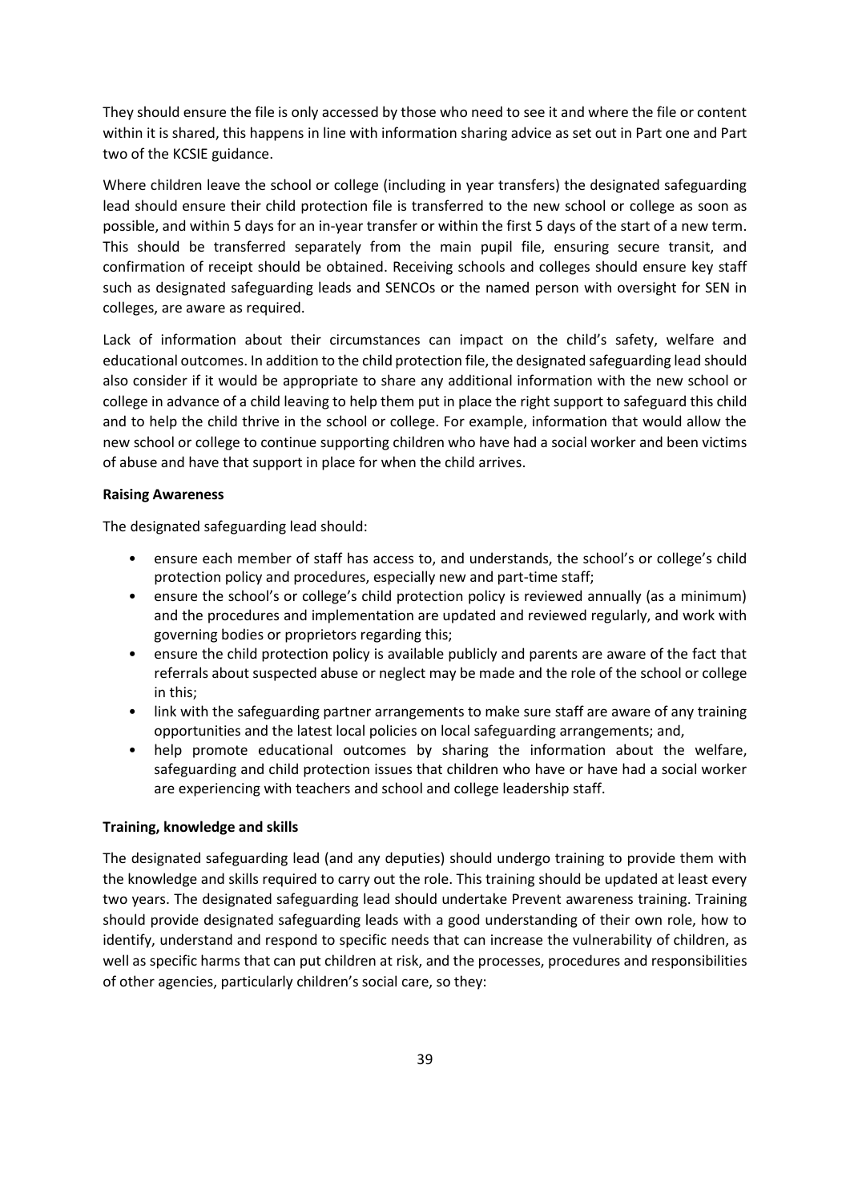They should ensure the file is only accessed by those who need to see it and where the file or content within it is shared, this happens in line with information sharing advice as set out in Part one and Part two of the KCSIE guidance.

Where children leave the school or college (including in year transfers) the designated safeguarding lead should ensure their child protection file is transferred to the new school or college as soon as possible, and within 5 days for an in-year transfer or within the first 5 days of the start of a new term. This should be transferred separately from the main pupil file, ensuring secure transit, and confirmation of receipt should be obtained. Receiving schools and colleges should ensure key staff such as designated safeguarding leads and SENCOs or the named person with oversight for SEN in colleges, are aware as required.

Lack of information about their circumstances can impact on the child's safety, welfare and educational outcomes. In addition to the child protection file, the designated safeguarding lead should also consider if it would be appropriate to share any additional information with the new school or college in advance of a child leaving to help them put in place the right support to safeguard this child and to help the child thrive in the school or college. For example, information that would allow the new school or college to continue supporting children who have had a social worker and been victims of abuse and have that support in place for when the child arrives.

**Raising Awareness**

The designated safeguarding lead should:

- ensure each member of staff has access to, and understands, the school's or college's child protection policy and procedures, especially new and part-time staff;
- ensure the school's or college's child protection policy is reviewed annually (as a minimum) and the procedures and implementation are updated and reviewed regularly, and work with governing bodies or proprietors regarding this;
- ensure the child protection policy is available publicly and parents are aware of the fact that referrals about suspected abuse or neglect may be made and the role of the school or college in this;
- link with the safeguarding partner arrangements to make sure staff are aware of any training opportunities and the latest local policies on local safeguarding arrangements; and,
- help promote educational outcomes by sharing the information about the welfare, safeguarding and child protection issues that children who have or have had a social worker are experiencing with teachers and school and college leadership staff.

**Training, knowledge and skills**

The designated safeguarding lead (and any deputies) should undergo training to provide them with the knowledge and skills required to carry out the role. This training should be updated at least every two years. The designated safeguarding lead should undertake Prevent awareness training. Training should provide designated safeguarding leads with a good understanding of their own role, how to identify, understand and respond to specific needs that can increase the vulnerability of children, as well as specific harms that can put children at risk, and the processes, procedures and responsibilities of other agencies, particularly children's social care, so they: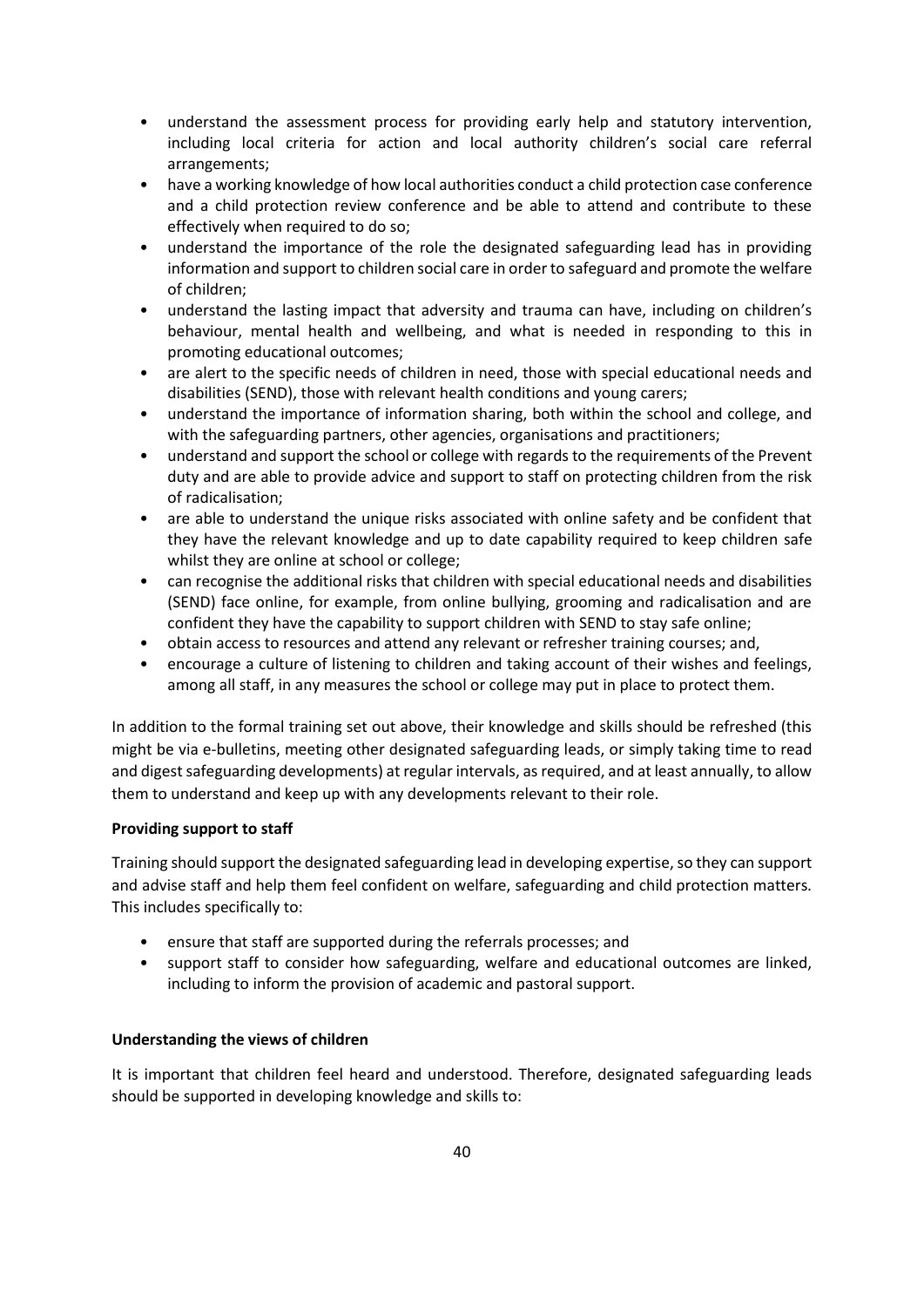- understand the assessment process for providing early help and statutory intervention, including local criteria for action and local authority children's social care referral arrangements;
- have a working knowledge of how local authorities conduct a child protection case conference and a child protection review conference and be able to attend and contribute to these effectively when required to do so;
- understand the importance of the role the designated safeguarding lead has in providing information and support to children social care in order to safeguard and promote the welfare of children;
- understand the lasting impact that adversity and trauma can have, including on children's behaviour, mental health and wellbeing, and what is needed in responding to this in promoting educational outcomes;
- are alert to the specific needs of children in need, those with special educational needs and disabilities (SEND), those with relevant health conditions and young carers;
- understand the importance of information sharing, both within the school and college, and with the safeguarding partners, other agencies, organisations and practitioners;
- understand and support the school or college with regards to the requirements of the Prevent duty and are able to provide advice and support to staff on protecting children from the risk of radicalisation;
- are able to understand the unique risks associated with online safety and be confident that they have the relevant knowledge and up to date capability required to keep children safe whilst they are online at school or college;
- can recognise the additional risks that children with special educational needs and disabilities (SEND) face online, for example, from online bullying, grooming and radicalisation and are confident they have the capability to support children with SEND to stay safe online;
- obtain access to resources and attend any relevant or refresher training courses; and,
- encourage a culture of listening to children and taking account of their wishes and feelings, among all staff, in any measures the school or college may put in place to protect them.

In addition to the formal training set out above, their knowledge and skills should be refreshed (this might be via e-bulletins, meeting other designated safeguarding leads, or simply taking time to read and digest safeguarding developments) at regular intervals, as required, and at least annually, to allow them to understand and keep up with any developments relevant to their role.

**Providing support to staff**

Training should support the designated safeguarding lead in developing expertise, so they can support and advise staff and help them feel confident on welfare, safeguarding and child protection matters. This includes specifically to:

- ensure that staff are supported during the referrals processes; and
- support staff to consider how safeguarding, welfare and educational outcomes are linked, including to inform the provision of academic and pastoral support.

**Understanding the views of children**

It is important that children feel heard and understood. Therefore, designated safeguarding leads should be supported in developing knowledge and skills to: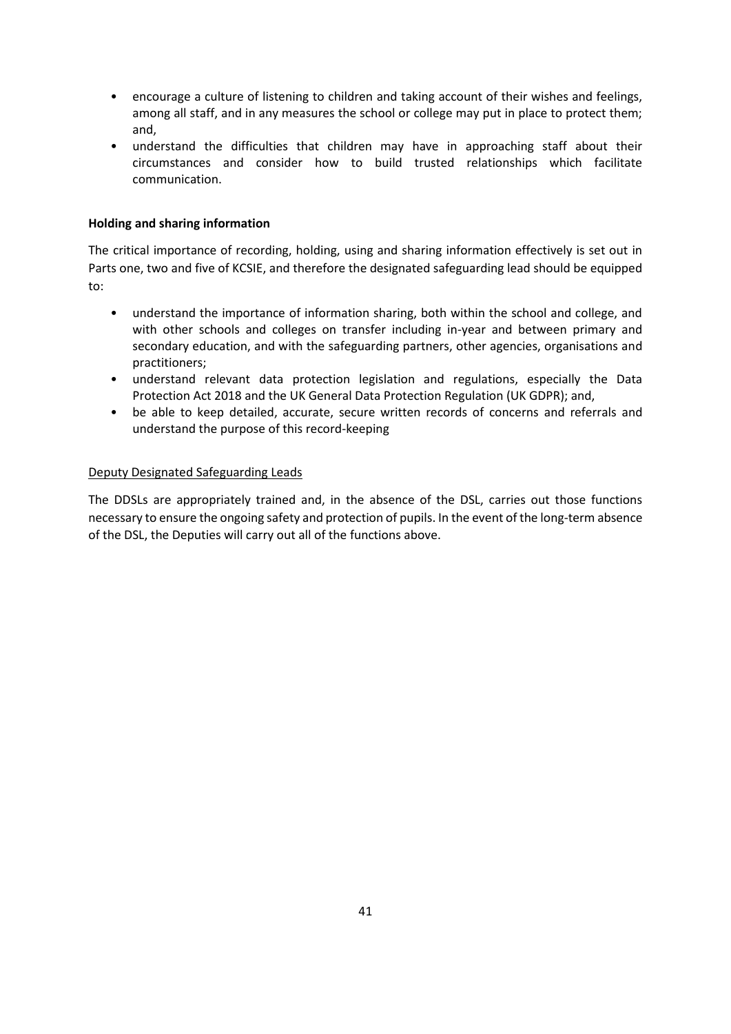- encourage a culture of listening to children and taking account of their wishes and feelings, among all staff, and in any measures the school or college may put in place to protect them; and,
- understand the difficulties that children may have in approaching staff about their circumstances and consider how to build trusted relationships which facilitate communication.

**Holding and sharing information**

The critical importance of recording, holding, using and sharing information effectively is set out in Parts one, two and five of KCSIE, and therefore the designated safeguarding lead should be equipped to:

- understand the importance of information sharing, both within the school and college, and with other schools and colleges on transfer including in-year and between primary and secondary education, and with the safeguarding partners, other agencies, organisations and practitioners;
- understand relevant data protection legislation and regulations, especially the Data Protection Act 2018 and the UK General Data Protection Regulation (UK GDPR); and,
- be able to keep detailed, accurate, secure written records of concerns and referrals and understand the purpose of this record-keeping

<u>Deputy Designated Safeguarding Leads</u>

The DDSLs are appropriately trained and, in the absence of the DSL, carries out those functions necessary to ensure the ongoing safety and protection of pupils. In the event of the long-term absence of the DSL, the Deputies will carry out all of the functions above.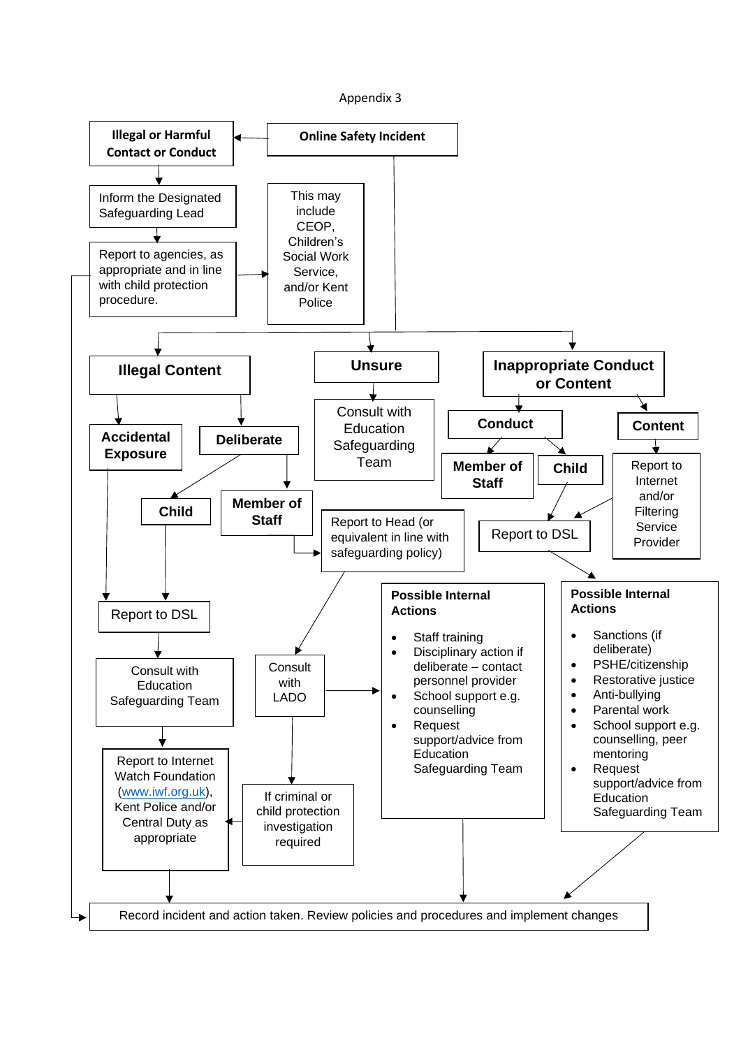Appendix 3

Online Safety Incident

Illegal or Harmful Contact or Conduct

Inform the Designated Safeguarding Lead

Report to agencies, as appropriate and in line with child protection procedure.

This may include CEOP, Children's Social Work Service, and/or Kent Police

Illegal Content

Accidental Exposure

Deliberate

Child

Member of Staff

Report to Head (or equivalent in line with safeguarding policy)

Report to DSL

Consult with Education Safeguarding Team

Report to Internet Watch Foundation ([www.iwf.org.uk](http://www.iwf.org.uk)), Kent Police and/or Central Duty as appropriate

Consult with LADO

If criminal or child protection investigation required

Unsure

Consult with Education Safeguarding Team

Inappropriate Conduct or Content

Conduct

Member of Staff

Child

Content

Report to Internet and/or Filtering Service Provider

Report to DSL

**Possible Internal Actions**

- Staff training
- Disciplinary action if deliberate – contact personnel provider
- School support e.g. counselling
- Request support/advice from Education Safeguarding Team

**Possible Internal Actions**

- Sanctions (if deliberate)
- PSHE/citizenship
- Restorative justice
- Anti-bullying
- Parental work
- School support e.g. counselling, peer mentoring
- Request support/advice from Education Safeguarding Team

Record incident and action taken. Review policies and procedures and implement changes